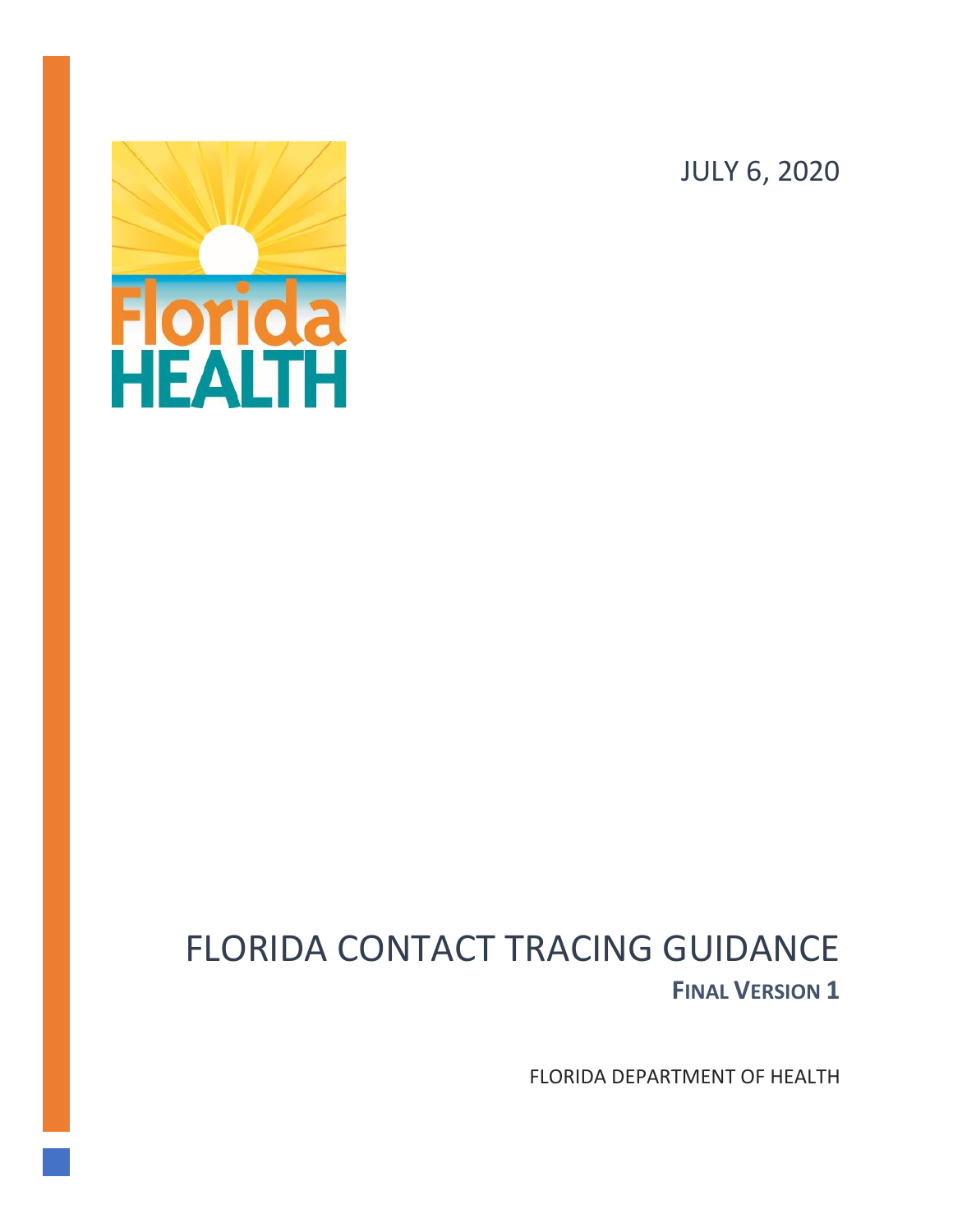JULY 6, 2020

# FLORIDA CONTACT TRACING GUIDANCE

**FINAL VERSION 1**

FLORIDA DEPARTMENT OF HEALTH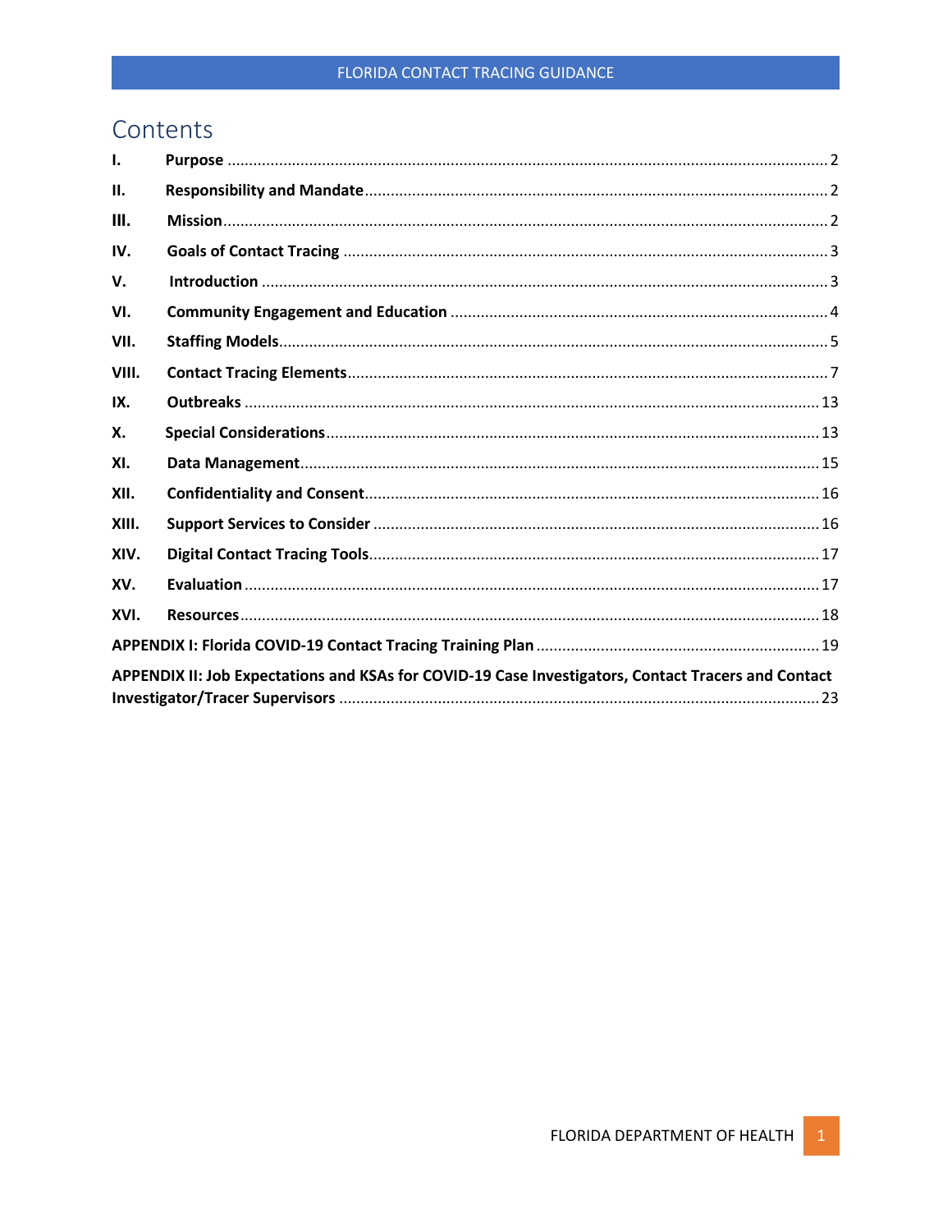# Contents

| | | |
|---|---|---|
| I. | Purpose | 2 |
| II. | Responsibility and Mandate | 2 |
| III. | Mission | 2 |
| IV. | Goals of Contact Tracing | 3 |
| V. | Introduction | 3 |
| VI. | Community Engagement and Education | 4 |
| VII. | Staffing Models | 5 |
| VIII. | Contact Tracing Elements | 7 |
| IX. | Outbreaks | 13 |
| X. | Special Considerations | 13 |
| XI. | Data Management | 15 |
| XII. | Confidentiality and Consent | 16 |
| XIII. | Support Services to Consider | 16 |
| XIV. | Digital Contact Tracing Tools | 17 |
| XV. | Evaluation | 17 |
| XVI. | Resources | 18 |
| APPENDIX I: | Florida COVID-19 Contact Tracing Training Plan | 19 |
| APPENDIX II: | Job Expectations and KSAs for COVID-19 Case Investigators, Contact Tracers and Contact Investigator/Tracer Supervisors | 23 |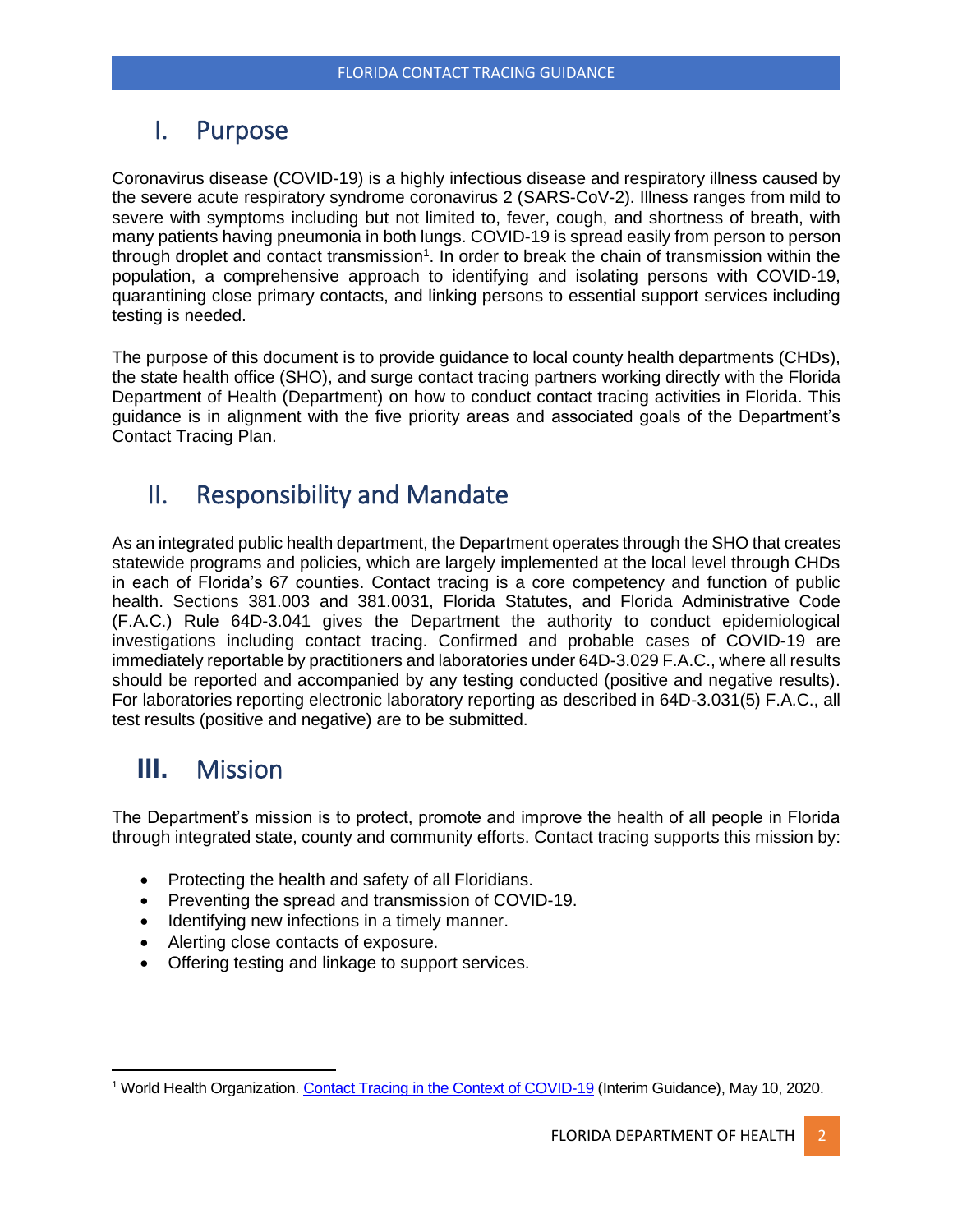## I. Purpose

Coronavirus disease (COVID-19) is a highly infectious disease and respiratory illness caused by the severe acute respiratory syndrome coronavirus 2 (SARS-CoV-2). Illness ranges from mild to severe with symptoms including but not limited to, fever, cough, and shortness of breath, with many patients having pneumonia in both lungs. COVID-19 is spread easily from person to person through droplet and contact transmission[1]. In order to break the chain of transmission within the population, a comprehensive approach to identifying and isolating persons with COVID-19, quarantining close primary contacts, and linking persons to essential support services including testing is needed.

The purpose of this document is to provide guidance to local county health departments (CHDs), the state health office (SHO), and surge contact tracing partners working directly with the Florida Department of Health (Department) on how to conduct contact tracing activities in Florida. This guidance is in alignment with the five priority areas and associated goals of the Department's Contact Tracing Plan.

## II. Responsibility and Mandate

As an integrated public health department, the Department operates through the SHO that creates statewide programs and policies, which are largely implemented at the local level through CHDs in each of Florida's 67 counties. Contact tracing is a core competency and function of public health. Sections 381.003 and 381.0031, Florida Statutes, and Florida Administrative Code (F.A.C.) Rule 64D-3.041 gives the Department the authority to conduct epidemiological investigations including contact tracing. Confirmed and probable cases of COVID-19 are immediately reportable by practitioners and laboratories under 64D-3.029 F.A.C., where all results should be reported and accompanied by any testing conducted (positive and negative results). For laboratories reporting electronic laboratory reporting as described in 64D-3.031(5) F.A.C., all test results (positive and negative) are to be submitted.

## III. Mission

The Department's mission is to protect, promote and improve the health of all people in Florida through integrated state, county and community efforts. Contact tracing supports this mission by:

- Protecting the health and safety of all Floridians.
- Preventing the spread and transmission of COVID-19.
- Identifying new infections in a timely manner.
- Alerting close contacts of exposure.
- Offering testing and linkage to support services.

---

[1] World Health Organization. Contact Tracing in the Context of COVID-19 (Interim Guidance), May 10, 2020.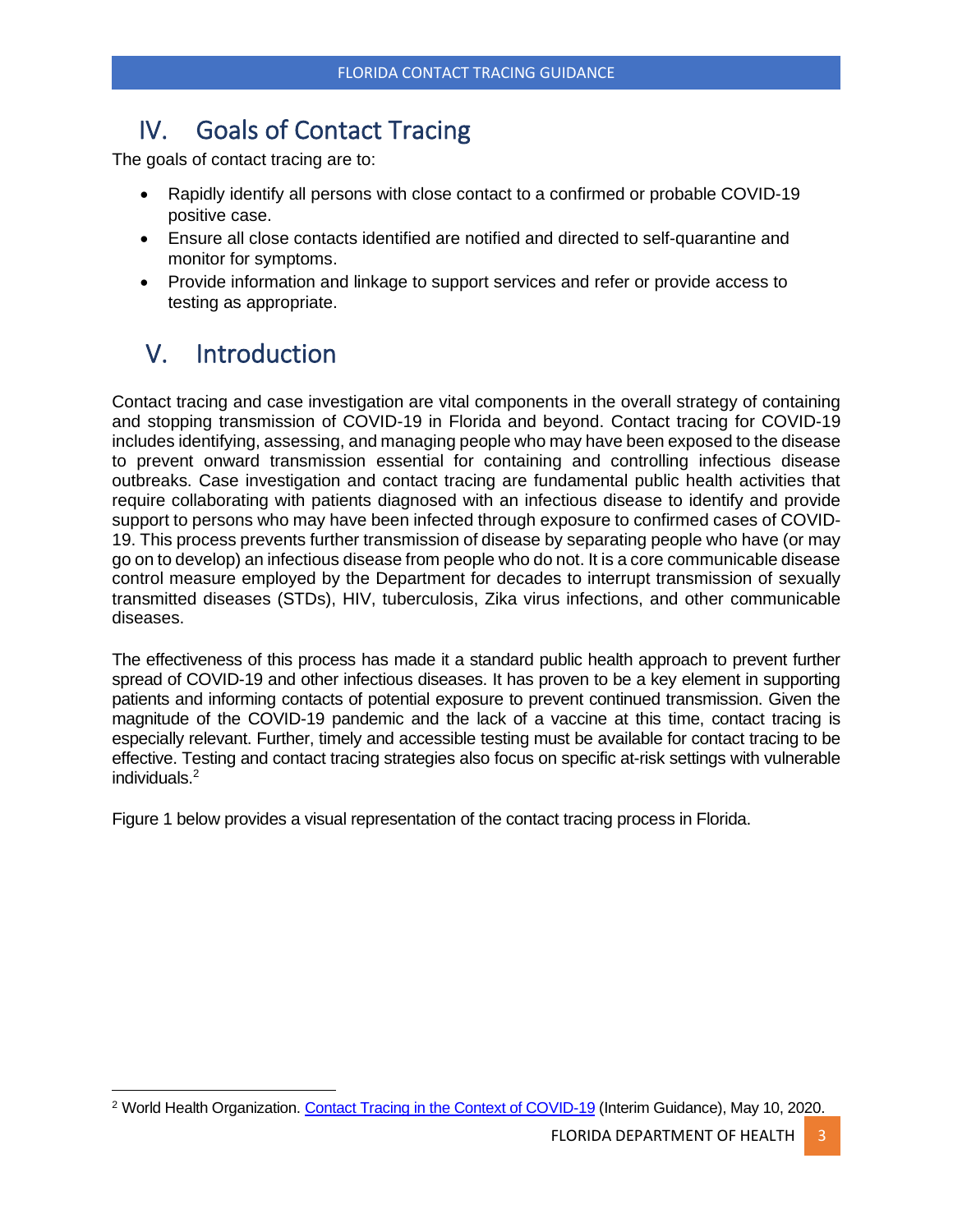# IV. Goals of Contact Tracing

The goals of contact tracing are to:

- Rapidly identify all persons with close contact to a confirmed or probable COVID-19 positive case.
- Ensure all close contacts identified are notified and directed to self-quarantine and monitor for symptoms.
- Provide information and linkage to support services and refer or provide access to testing as appropriate.

# V. Introduction

Contact tracing and case investigation are vital components in the overall strategy of containing and stopping transmission of COVID-19 in Florida and beyond. Contact tracing for COVID-19 includes identifying, assessing, and managing people who may have been exposed to the disease to prevent onward transmission essential for containing and controlling infectious disease outbreaks. Case investigation and contact tracing are fundamental public health activities that require collaborating with patients diagnosed with an infectious disease to identify and provide support to persons who may have been infected through exposure to confirmed cases of COVID-19. This process prevents further transmission of disease by separating people who have (or may go on to develop) an infectious disease from people who do not. It is a core communicable disease control measure employed by the Department for decades to interrupt transmission of sexually transmitted diseases (STDs), HIV, tuberculosis, Zika virus infections, and other communicable diseases.

The effectiveness of this process has made it a standard public health approach to prevent further spread of COVID-19 and other infectious diseases. It has proven to be a key element in supporting patients and informing contacts of potential exposure to prevent continued transmission. Given the magnitude of the COVID-19 pandemic and the lack of a vaccine at this time, contact tracing is especially relevant. Further, timely and accessible testing must be available for contact tracing to be effective. Testing and contact tracing strategies also focus on specific at-risk settings with vulnerable individuals.[2]

Figure 1 below provides a visual representation of the contact tracing process in Florida.

[2] World Health Organization. Contact Tracing in the Context of COVID-19 (Interim Guidance), May 10, 2020.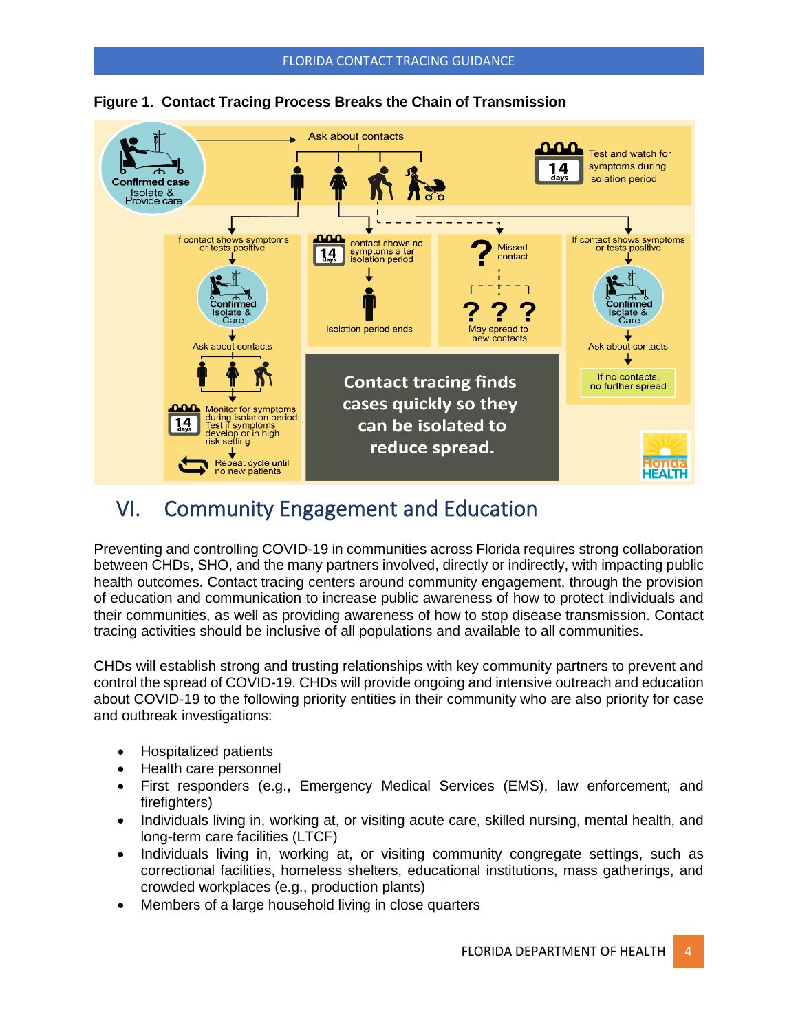**Figure 1. Contact Tracing Process Breaks the Chain of Transmission**

# VI. Community Engagement and Education

Preventing and controlling COVID-19 in communities across Florida requires strong collaboration between CHDs, SHO, and the many partners involved, directly or indirectly, with impacting public health outcomes. Contact tracing centers around community engagement, through the provision of education and communication to increase public awareness of how to protect individuals and their communities, as well as providing awareness of how to stop disease transmission. Contact tracing activities should be inclusive of all populations and available to all communities.

CHDs will establish strong and trusting relationships with key community partners to prevent and control the spread of COVID-19. CHDs will provide ongoing and intensive outreach and education about COVID-19 to the following priority entities in their community who are also priority for case and outbreak investigations:

- Hospitalized patients
- Health care personnel
- First responders (e.g., Emergency Medical Services (EMS), law enforcement, and firefighters)
- Individuals living in, working at, or visiting acute care, skilled nursing, mental health, and long-term care facilities (LTCF)
- Individuals living in, working at, or visiting community congregate settings, such as correctional facilities, homeless shelters, educational institutions, mass gatherings, and crowded workplaces (e.g., production plants)
- Members of a large household living in close quarters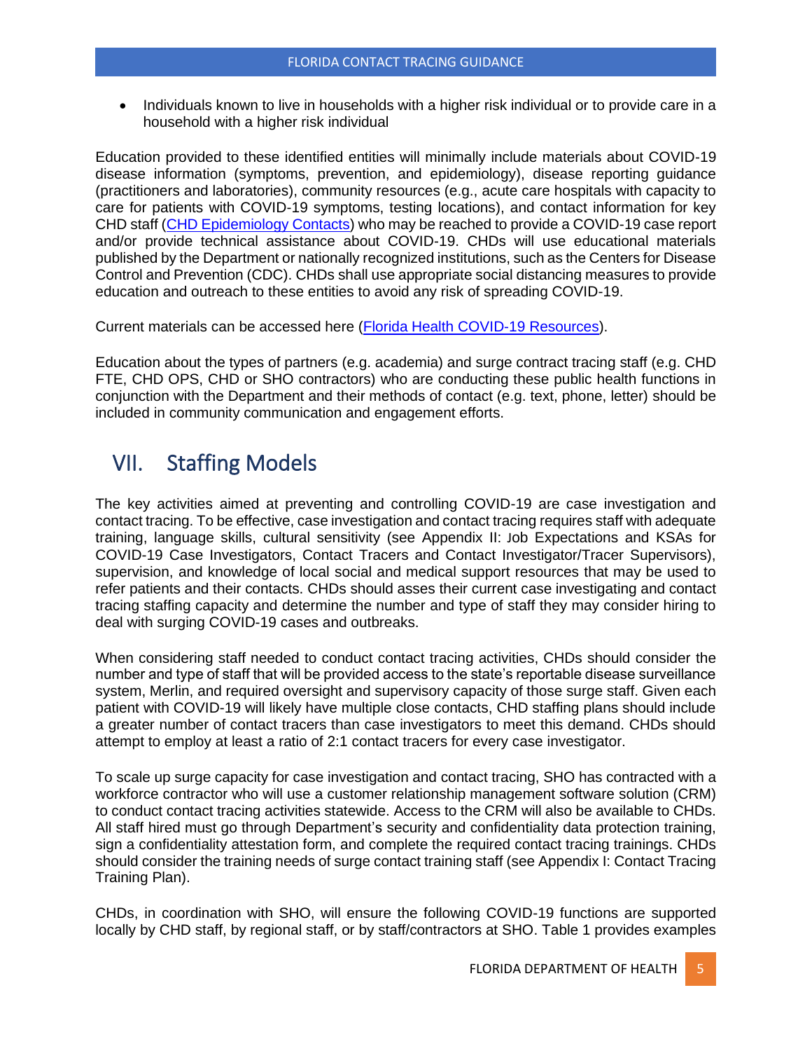- Individuals known to live in households with a higher risk individual or to provide care in a household with a higher risk individual

Education provided to these identified entities will minimally include materials about COVID-19 disease information (symptoms, prevention, and epidemiology), disease reporting guidance (practitioners and laboratories), community resources (e.g., acute care hospitals with capacity to care for patients with COVID-19 symptoms, testing locations), and contact information for key CHD staff (CHD Epidemiology Contacts) who may be reached to provide a COVID-19 case report and/or provide technical assistance about COVID-19. CHDs will use educational materials published by the Department or nationally recognized institutions, such as the Centers for Disease Control and Prevention (CDC). CHDs shall use appropriate social distancing measures to provide education and outreach to these entities to avoid any risk of spreading COVID-19.

Current materials can be accessed here (Florida Health COVID-19 Resources).

Education about the types of partners (e.g. academia) and surge contract tracing staff (e.g. CHD FTE, CHD OPS, CHD or SHO contractors) who are conducting these public health functions in conjunction with the Department and their methods of contact (e.g. text, phone, letter) should be included in community communication and engagement efforts.

# VII. Staffing Models

The key activities aimed at preventing and controlling COVID-19 are case investigation and contact tracing. To be effective, case investigation and contact tracing requires staff with adequate training, language skills, cultural sensitivity (see Appendix II: Job Expectations and KSAs for COVID-19 Case Investigators, Contact Tracers and Contact Investigator/Tracer Supervisors), supervision, and knowledge of local social and medical support resources that may be used to refer patients and their contacts. CHDs should asses their current case investigating and contact tracing staffing capacity and determine the number and type of staff they may consider hiring to deal with surging COVID-19 cases and outbreaks.

When considering staff needed to conduct contact tracing activities, CHDs should consider the number and type of staff that will be provided access to the state's reportable disease surveillance system, Merlin, and required oversight and supervisory capacity of those surge staff. Given each patient with COVID-19 will likely have multiple close contacts, CHD staffing plans should include a greater number of contact tracers than case investigators to meet this demand. CHDs should attempt to employ at least a ratio of 2:1 contact tracers for every case investigator.

To scale up surge capacity for case investigation and contact tracing, SHO has contracted with a workforce contractor who will use a customer relationship management software solution (CRM) to conduct contact tracing activities statewide. Access to the CRM will also be available to CHDs. All staff hired must go through Department's security and confidentiality data protection training, sign a confidentiality attestation form, and complete the required contact tracing trainings. CHDs should consider the training needs of surge contact training staff (see Appendix I: Contact Tracing Training Plan).

CHDs, in coordination with SHO, will ensure the following COVID-19 functions are supported locally by CHD staff, by regional staff, or by staff/contractors at SHO. Table 1 provides examples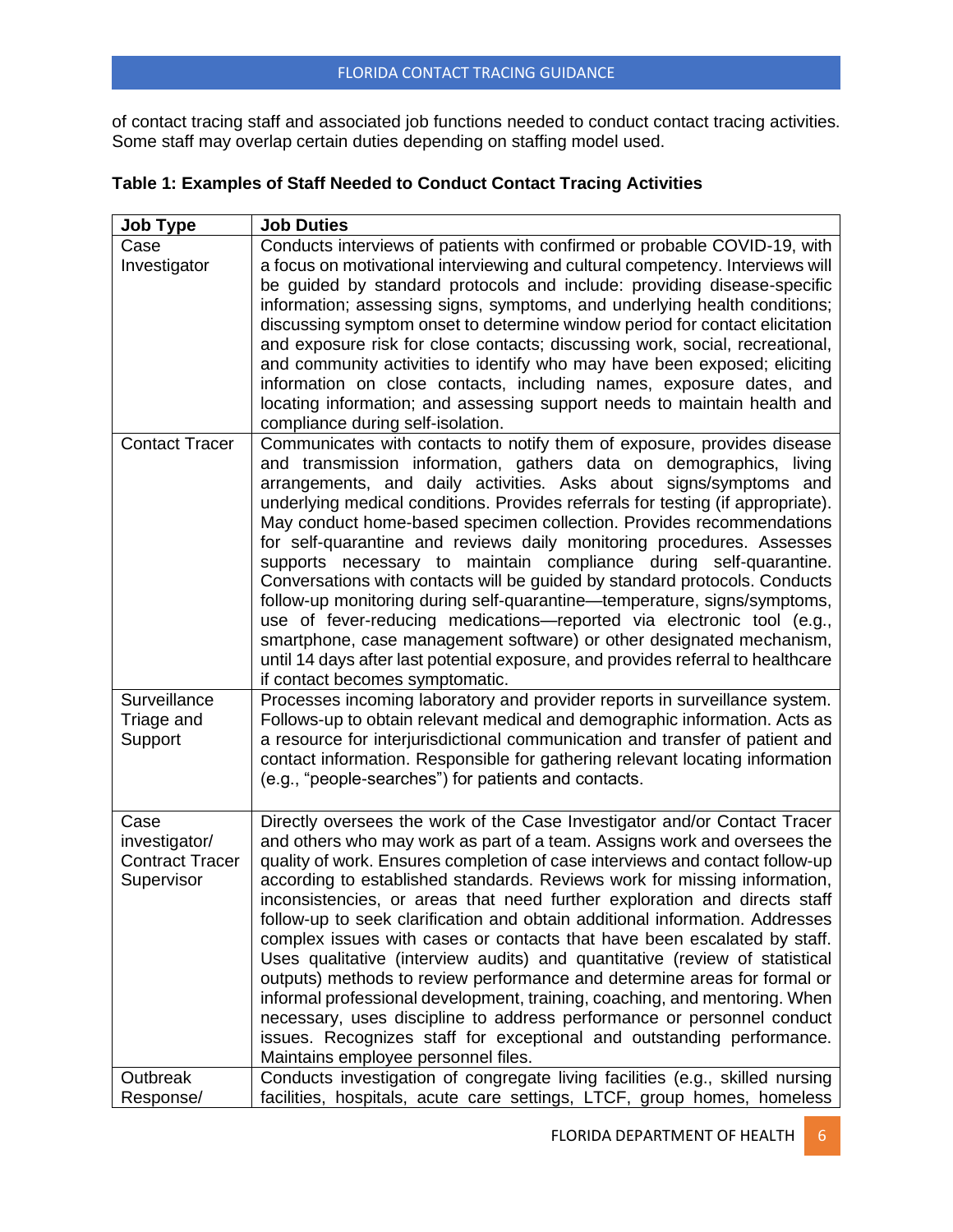of contact tracing staff and associated job functions needed to conduct contact tracing activities. Some staff may overlap certain duties depending on staffing model used.

**Table 1: Examples of Staff Needed to Conduct Contact Tracing Activities**

| Job Type | Job Duties |
|---|---|
| Case Investigator | Conducts interviews of patients with confirmed or probable COVID-19, with a focus on motivational interviewing and cultural competency. Interviews will be guided by standard protocols and include: providing disease-specific information; assessing signs, symptoms, and underlying health conditions; discussing symptom onset to determine window period for contact elicitation and exposure risk for close contacts; discussing work, social, recreational, and community activities to identify who may have been exposed; eliciting information on close contacts, including names, exposure dates, and locating information; and assessing support needs to maintain health and compliance during self-isolation. |
| Contact Tracer | Communicates with contacts to notify them of exposure, provides disease and transmission information, gathers data on demographics, living arrangements, and daily activities. Asks about signs/symptoms and underlying medical conditions. Provides referrals for testing (if appropriate). May conduct home-based specimen collection. Provides recommendations for self-quarantine and reviews daily monitoring procedures. Assesses supports necessary to maintain compliance during self-quarantine. Conversations with contacts will be guided by standard protocols. Conducts follow-up monitoring during self-quarantine—temperature, signs/symptoms, use of fever-reducing medications—reported via electronic tool (e.g., smartphone, case management software) or other designated mechanism, until 14 days after last potential exposure, and provides referral to healthcare if contact becomes symptomatic. |
| Surveillance Triage and Support | Processes incoming laboratory and provider reports in surveillance system. Follows-up to obtain relevant medical and demographic information. Acts as a resource for interjurisdictional communication and transfer of patient and contact information. Responsible for gathering relevant locating information (e.g., "people-searches") for patients and contacts. |
| Case investigator/ Contract Tracer Supervisor | Directly oversees the work of the Case Investigator and/or Contact Tracer and others who may work as part of a team. Assigns work and oversees the quality of work. Ensures completion of case interviews and contact follow-up according to established standards. Reviews work for missing information, inconsistencies, or areas that need further exploration and directs staff follow-up to seek clarification and obtain additional information. Addresses complex issues with cases or contacts that have been escalated by staff. Uses qualitative (interview audits) and quantitative (review of statistical outputs) methods to review performance and determine areas for formal or informal professional development, training, coaching, and mentoring. When necessary, uses discipline to address performance or personnel conduct issues. Recognizes staff for exceptional and outstanding performance. Maintains employee personnel files. |
| Outbreak Response/ | Conducts investigation of congregate living facilities (e.g., skilled nursing facilities, hospitals, acute care settings, LTCF, group homes, homeless |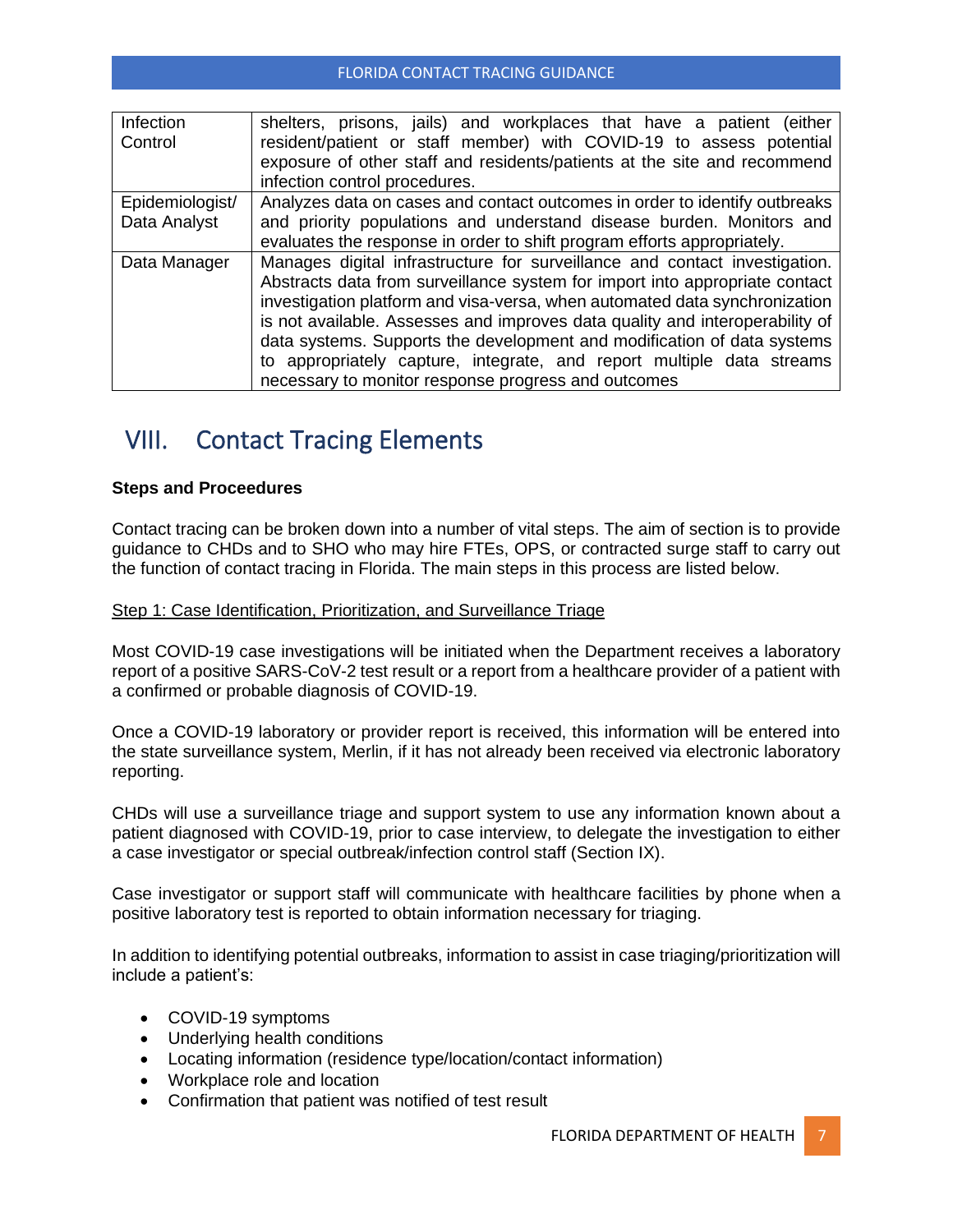| Infection Control | shelters, prisons, jails) and workplaces that have a patient (either resident/patient or staff member) with COVID-19 to assess potential exposure of other staff and residents/patients at the site and recommend infection control procedures. |
|---|---|
| Epidemiologist/ Data Analyst | Analyzes data on cases and contact outcomes in order to identify outbreaks and priority populations and understand disease burden. Monitors and evaluates the response in order to shift program efforts appropriately. |
| Data Manager | Manages digital infrastructure for surveillance and contact investigation. Abstracts data from surveillance system for import into appropriate contact investigation platform and visa-versa, when automated data synchronization is not available. Assesses and improves data quality and interoperability of data systems. Supports the development and modification of data systems to appropriately capture, integrate, and report multiple data streams necessary to monitor response progress and outcomes |

# VIII. Contact Tracing Elements

**Steps and Proceedures**

Contact tracing can be broken down into a number of vital steps. The aim of section is to provide guidance to CHDs and to SHO who may hire FTEs, OPS, or contracted surge staff to carry out the function of contact tracing in Florida. The main steps in this process are listed below.

Step 1: Case Identification, Prioritization, and Surveillance Triage

Most COVID-19 case investigations will be initiated when the Department receives a laboratory report of a positive SARS-CoV-2 test result or a report from a healthcare provider of a patient with a confirmed or probable diagnosis of COVID-19.

Once a COVID-19 laboratory or provider report is received, this information will be entered into the state surveillance system, Merlin, if it has not already been received via electronic laboratory reporting.

CHDs will use a surveillance triage and support system to use any information known about a patient diagnosed with COVID-19, prior to case interview, to delegate the investigation to either a case investigator or special outbreak/infection control staff (Section IX).

Case investigator or support staff will communicate with healthcare facilities by phone when a positive laboratory test is reported to obtain information necessary for triaging.

In addition to identifying potential outbreaks, information to assist in case triaging/prioritization will include a patient's:

- COVID-19 symptoms
- Underlying health conditions
- Locating information (residence type/location/contact information)
- Workplace role and location
- Confirmation that patient was notified of test result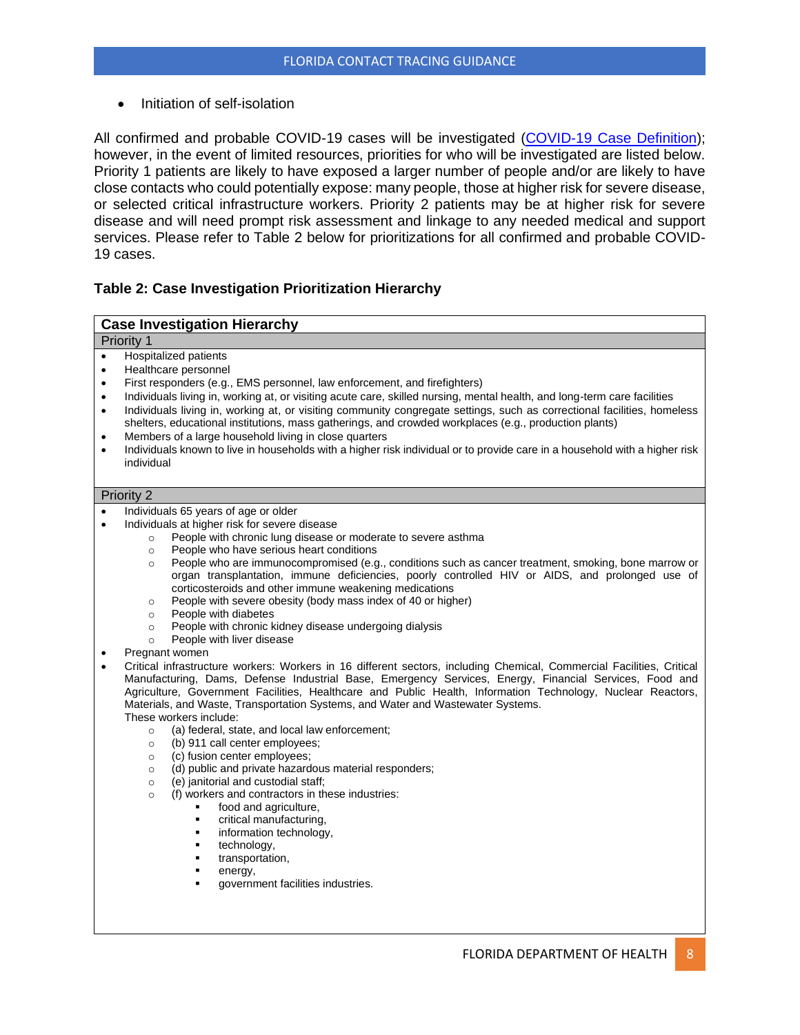- Initiation of self-isolation

All confirmed and probable COVID-19 cases will be investigated (COVID-19 Case Definition); however, in the event of limited resources, priorities for who will be investigated are listed below. Priority 1 patients are likely to have exposed a larger number of people and/or are likely to have close contacts who could potentially expose: many people, those at higher risk for severe disease, or selected critical infrastructure workers. Priority 2 patients may be at higher risk for severe disease and will need prompt risk assessment and linkage to any needed medical and support services. Please refer to Table 2 below for prioritizations for all confirmed and probable COVID-19 cases.

**Table 2: Case Investigation Prioritization Hierarchy**

**Case Investigation Hierarchy**

**Priority 1**

- Hospitalized patients
- Healthcare personnel
- First responders (e.g., EMS personnel, law enforcement, and firefighters)
- Individuals living in, working at, or visiting acute care, skilled nursing, mental health, and long-term care facilities
- Individuals living in, working at, or visiting community congregate settings, such as correctional facilities, homeless shelters, educational institutions, mass gatherings, and crowded workplaces (e.g., production plants)
- Members of a large household living in close quarters
- Individuals known to live in households with a higher risk individual or to provide care in a household with a higher risk individual

**Priority 2**

- Individuals 65 years of age or older
- Individuals at higher risk for severe disease
  - People with chronic lung disease or moderate to severe asthma
  - People who have serious heart conditions
  - People who are immunocompromised (e.g., conditions such as cancer treatment, smoking, bone marrow or organ transplantation, immune deficiencies, poorly controlled HIV or AIDS, and prolonged use of corticosteroids and other immune weakening medications
  - People with severe obesity (body mass index of 40 or higher)
  - People with diabetes
  - People with chronic kidney disease undergoing dialysis
  - People with liver disease
- Pregnant women
- Critical infrastructure workers: Workers in 16 different sectors, including Chemical, Commercial Facilities, Critical Manufacturing, Dams, Defense Industrial Base, Emergency Services, Energy, Financial Services, Food and Agriculture, Government Facilities, Healthcare and Public Health, Information Technology, Nuclear Reactors, Materials, and Waste, Transportation Systems, and Water and Wastewater Systems.
  These workers include:
  - (a) federal, state, and local law enforcement;
  - (b) 911 call center employees;
  - (c) fusion center employees;
  - (d) public and private hazardous material responders;
  - (e) janitorial and custodial staff;
  - (f) workers and contractors in these industries:
    - food and agriculture,
    - critical manufacturing,
    - information technology,
    - technology,
    - transportation,
    - energy,
    - government facilities industries.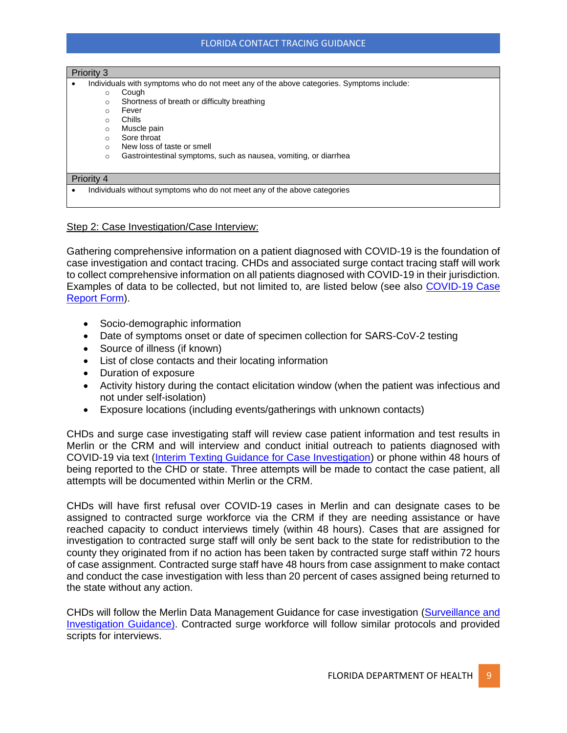| Priority 3 |
|---|
| • Individuals with symptoms who do not meet any of the above categories. Symptoms include:<br>○ Cough<br>○ Shortness of breath or difficulty breathing<br>○ Fever<br>○ Chills<br>○ Muscle pain<br>○ Sore throat<br>○ New loss of taste or smell<br>○ Gastrointestinal symptoms, such as nausea, vomiting, or diarrhea |

| Priority 4 |
|---|
| • Individuals without symptoms who do not meet any of the above categories |

Step 2: Case Investigation/Case Interview:

Gathering comprehensive information on a patient diagnosed with COVID-19 is the foundation of case investigation and contact tracing. CHDs and associated surge contact tracing staff will work to collect comprehensive information on all patients diagnosed with COVID-19 in their jurisdiction. Examples of data to be collected, but not limited to, are listed below (see also [COVID-19 Case Report Form](#)).

- Socio-demographic information
- Date of symptoms onset or date of specimen collection for SARS-CoV-2 testing
- Source of illness (if known)
- List of close contacts and their locating information
- Duration of exposure
- Activity history during the contact elicitation window (when the patient was infectious and not under self-isolation)
- Exposure locations (including events/gatherings with unknown contacts)

CHDs and surge case investigating staff will review case patient information and test results in Merlin or the CRM and will interview and conduct initial outreach to patients diagnosed with COVID-19 via text ([Interim Texting Guidance for Case Investigation](#)) or phone within 48 hours of being reported to the CHD or state. Three attempts will be made to contact the case patient, all attempts will be documented within Merlin or the CRM.

CHDs will have first refusal over COVID-19 cases in Merlin and can designate cases to be assigned to contracted surge workforce via the CRM if they are needing assistance or have reached capacity to conduct interviews timely (within 48 hours). Cases that are assigned for investigation to contracted surge staff will only be sent back to the state for redistribution to the county they originated from if no action has been taken by contracted surge staff within 72 hours of case assignment. Contracted surge staff have 48 hours from case assignment to make contact and conduct the case investigation with less than 20 percent of cases assigned being returned to the state without any action.

CHDs will follow the Merlin Data Management Guidance for case investigation ([Surveillance and Investigation Guidance](#)). Contracted surge workforce will follow similar protocols and provided scripts for interviews.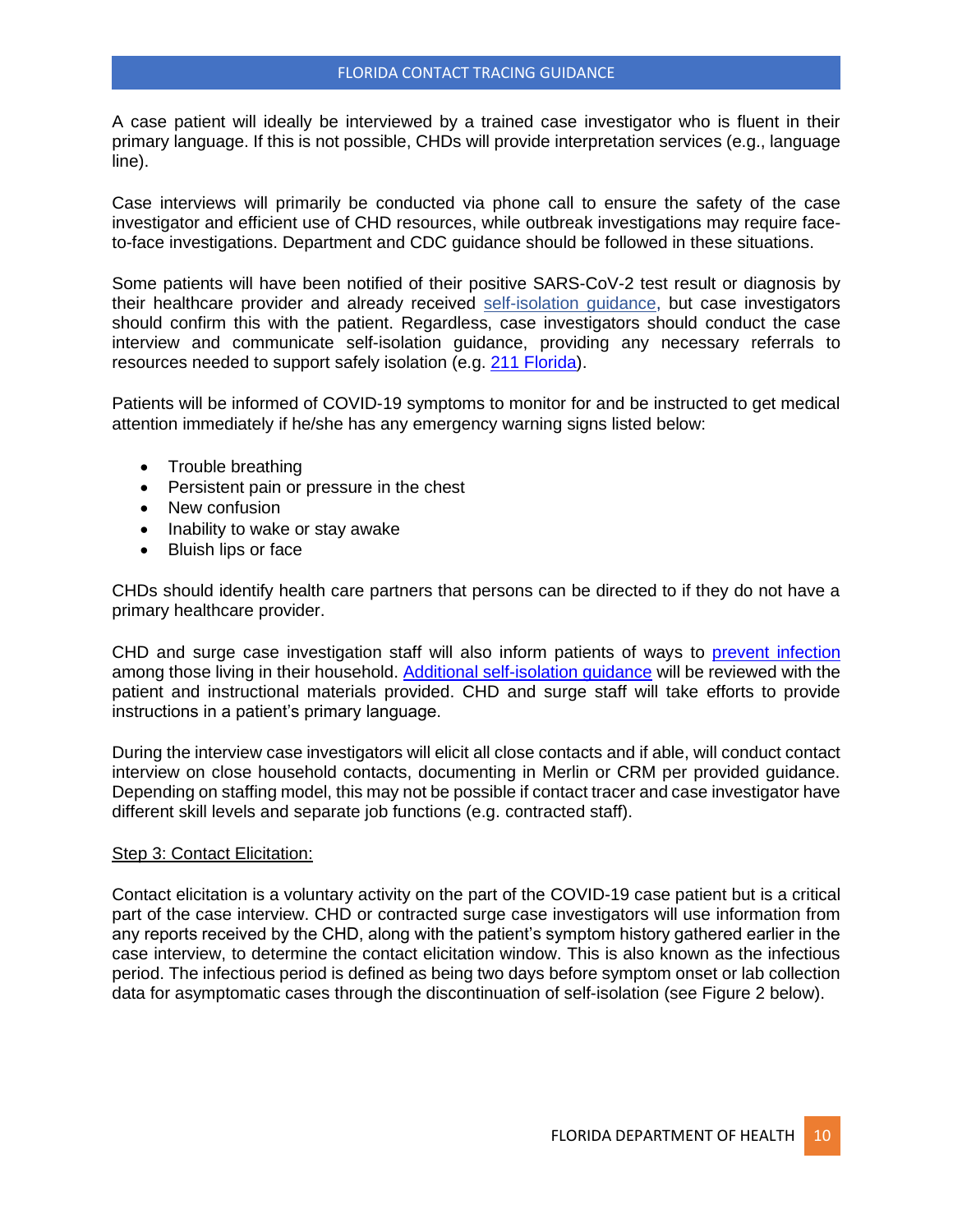A case patient will ideally be interviewed by a trained case investigator who is fluent in their primary language. If this is not possible, CHDs will provide interpretation services (e.g., language line).

Case interviews will primarily be conducted via phone call to ensure the safety of the case investigator and efficient use of CHD resources, while outbreak investigations may require face-to-face investigations. Department and CDC guidance should be followed in these situations.

Some patients will have been notified of their positive SARS-CoV-2 test result or diagnosis by their healthcare provider and already received self-isolation guidance, but case investigators should confirm this with the patient. Regardless, case investigators should conduct the case interview and communicate self-isolation guidance, providing any necessary referrals to resources needed to support safely isolation (e.g. 211 Florida).

Patients will be informed of COVID-19 symptoms to monitor for and be instructed to get medical attention immediately if he/she has any emergency warning signs listed below:

- Trouble breathing
- Persistent pain or pressure in the chest
- New confusion
- Inability to wake or stay awake
- Bluish lips or face

CHDs should identify health care partners that persons can be directed to if they do not have a primary healthcare provider.

CHD and surge case investigation staff will also inform patients of ways to prevent infection among those living in their household. Additional self-isolation guidance will be reviewed with the patient and instructional materials provided. CHD and surge staff will take efforts to provide instructions in a patient's primary language.

During the interview case investigators will elicit all close contacts and if able, will conduct contact interview on close household contacts, documenting in Merlin or CRM per provided guidance. Depending on staffing model, this may not be possible if contact tracer and case investigator have different skill levels and separate job functions (e.g. contracted staff).

Step 3: Contact Elicitation:

Contact elicitation is a voluntary activity on the part of the COVID-19 case patient but is a critical part of the case interview. CHD or contracted surge case investigators will use information from any reports received by the CHD, along with the patient's symptom history gathered earlier in the case interview, to determine the contact elicitation window. This is also known as the infectious period. The infectious period is defined as being two days before symptom onset or lab collection data for asymptomatic cases through the discontinuation of self-isolation (see Figure 2 below).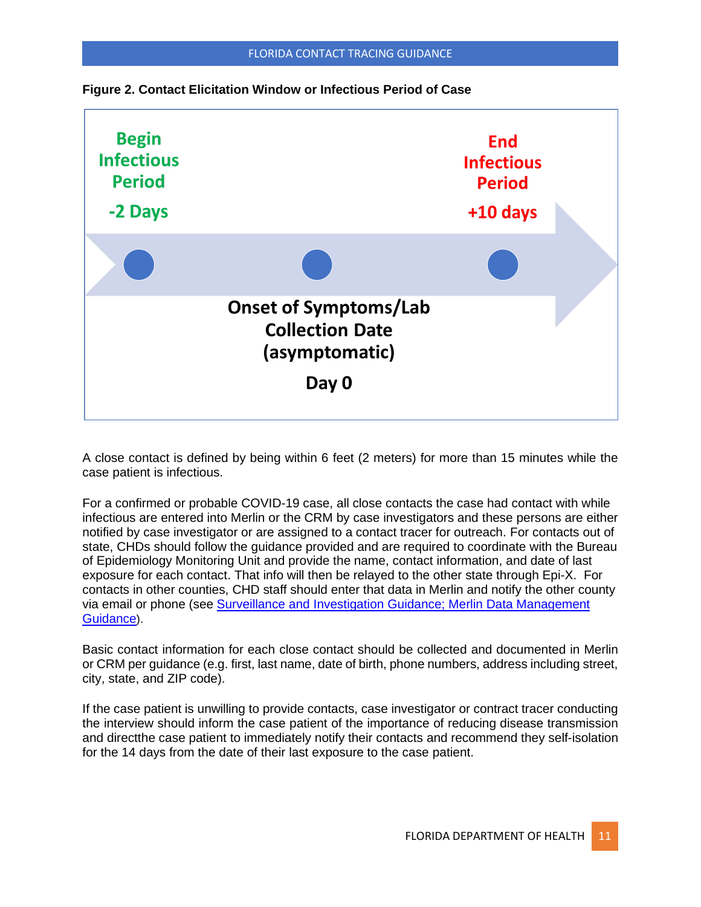**Figure 2. Contact Elicitation Window or Infectious Period of Case**

Begin Infectious Period

-2 Days

End Infectious Period

+10 days

Onset of Symptoms/Lab Collection Date (asymptomatic)

Day 0

A close contact is defined by being within 6 feet (2 meters) for more than 15 minutes while the case patient is infectious.

For a confirmed or probable COVID-19 case, all close contacts the case had contact with while infectious are entered into Merlin or the CRM by case investigators and these persons are either notified by case investigator or are assigned to a contact tracer for outreach. For contacts out of state, CHDs should follow the guidance provided and are required to coordinate with the Bureau of Epidemiology Monitoring Unit and provide the name, contact information, and date of last exposure for each contact. That info will then be relayed to the other state through Epi-X. For contacts in other counties, CHD staff should enter that data in Merlin and notify the other county via email or phone (see Surveillance and Investigation Guidance; Merlin Data Management Guidance).

Basic contact information for each close contact should be collected and documented in Merlin or CRM per guidance (e.g. first, last name, date of birth, phone numbers, address including street, city, state, and ZIP code).

If the case patient is unwilling to provide contacts, case investigator or contract tracer conducting the interview should inform the case patient of the importance of reducing disease transmission and directthe case patient to immediately notify their contacts and recommend they self-isolation for the 14 days from the date of their last exposure to the case patient.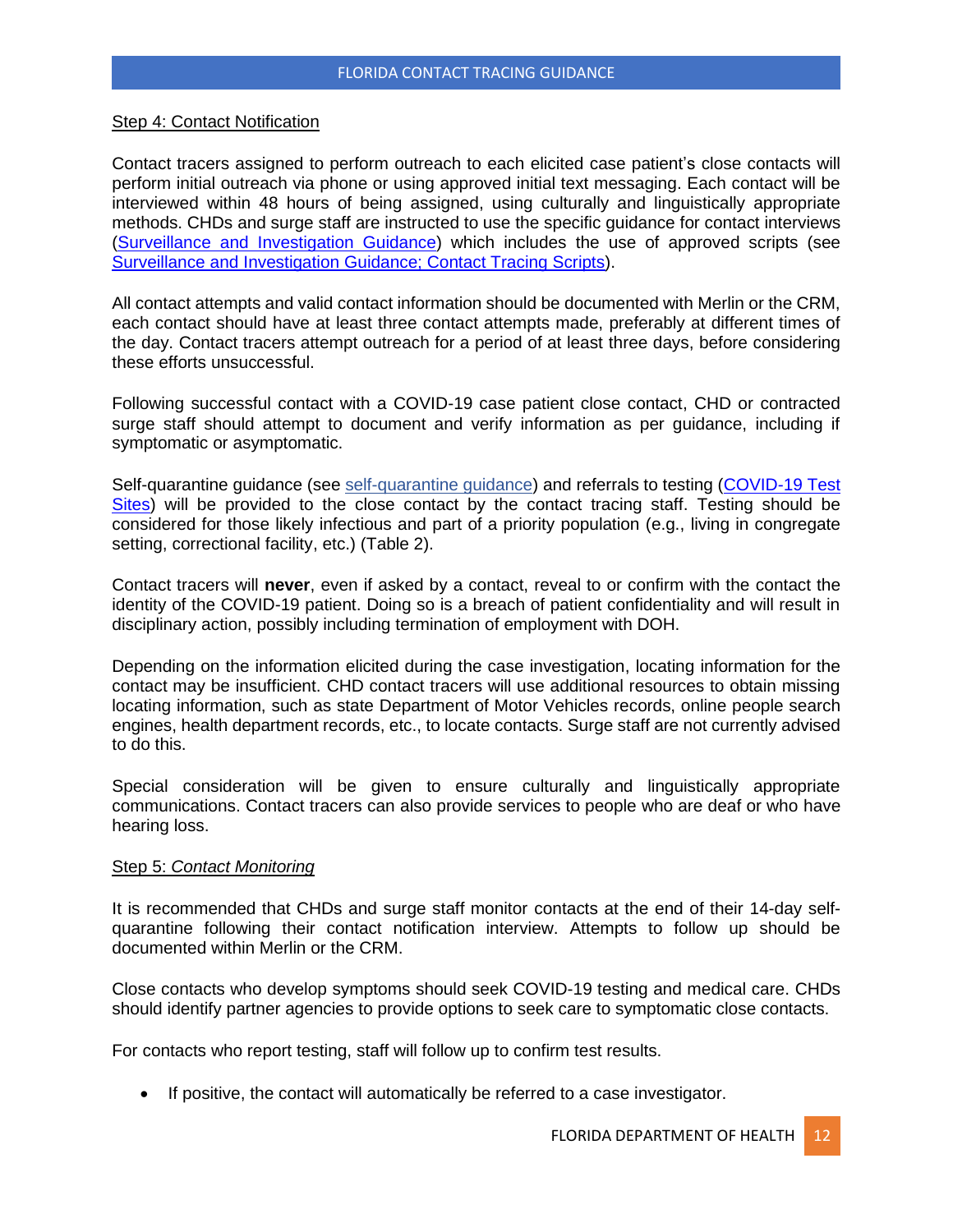Step 4: Contact Notification

Contact tracers assigned to perform outreach to each elicited case patient's close contacts will perform initial outreach via phone or using approved initial text messaging. Each contact will be interviewed within 48 hours of being assigned, using culturally and linguistically appropriate methods. CHDs and surge staff are instructed to use the specific guidance for contact interviews (Surveillance and Investigation Guidance) which includes the use of approved scripts (see Surveillance and Investigation Guidance; Contact Tracing Scripts).

All contact attempts and valid contact information should be documented with Merlin or the CRM, each contact should have at least three contact attempts made, preferably at different times of the day. Contact tracers attempt outreach for a period of at least three days, before considering these efforts unsuccessful.

Following successful contact with a COVID-19 case patient close contact, CHD or contracted surge staff should attempt to document and verify information as per guidance, including if symptomatic or asymptomatic.

Self-quarantine guidance (see self-quarantine guidance) and referrals to testing (COVID-19 Test Sites) will be provided to the close contact by the contact tracing staff. Testing should be considered for those likely infectious and part of a priority population (e.g., living in congregate setting, correctional facility, etc.) (Table 2).

Contact tracers will **never**, even if asked by a contact, reveal to or confirm with the contact the identity of the COVID-19 patient. Doing so is a breach of patient confidentiality and will result in disciplinary action, possibly including termination of employment with DOH.

Depending on the information elicited during the case investigation, locating information for the contact may be insufficient. CHD contact tracers will use additional resources to obtain missing locating information, such as state Department of Motor Vehicles records, online people search engines, health department records, etc., to locate contacts. Surge staff are not currently advised to do this.

Special consideration will be given to ensure culturally and linguistically appropriate communications. Contact tracers can also provide services to people who are deaf or who have hearing loss.

Step 5: *Contact Monitoring*

It is recommended that CHDs and surge staff monitor contacts at the end of their 14-day self-quarantine following their contact notification interview. Attempts to follow up should be documented within Merlin or the CRM.

Close contacts who develop symptoms should seek COVID-19 testing and medical care. CHDs should identify partner agencies to provide options to seek care to symptomatic close contacts.

For contacts who report testing, staff will follow up to confirm test results.

- If positive, the contact will automatically be referred to a case investigator.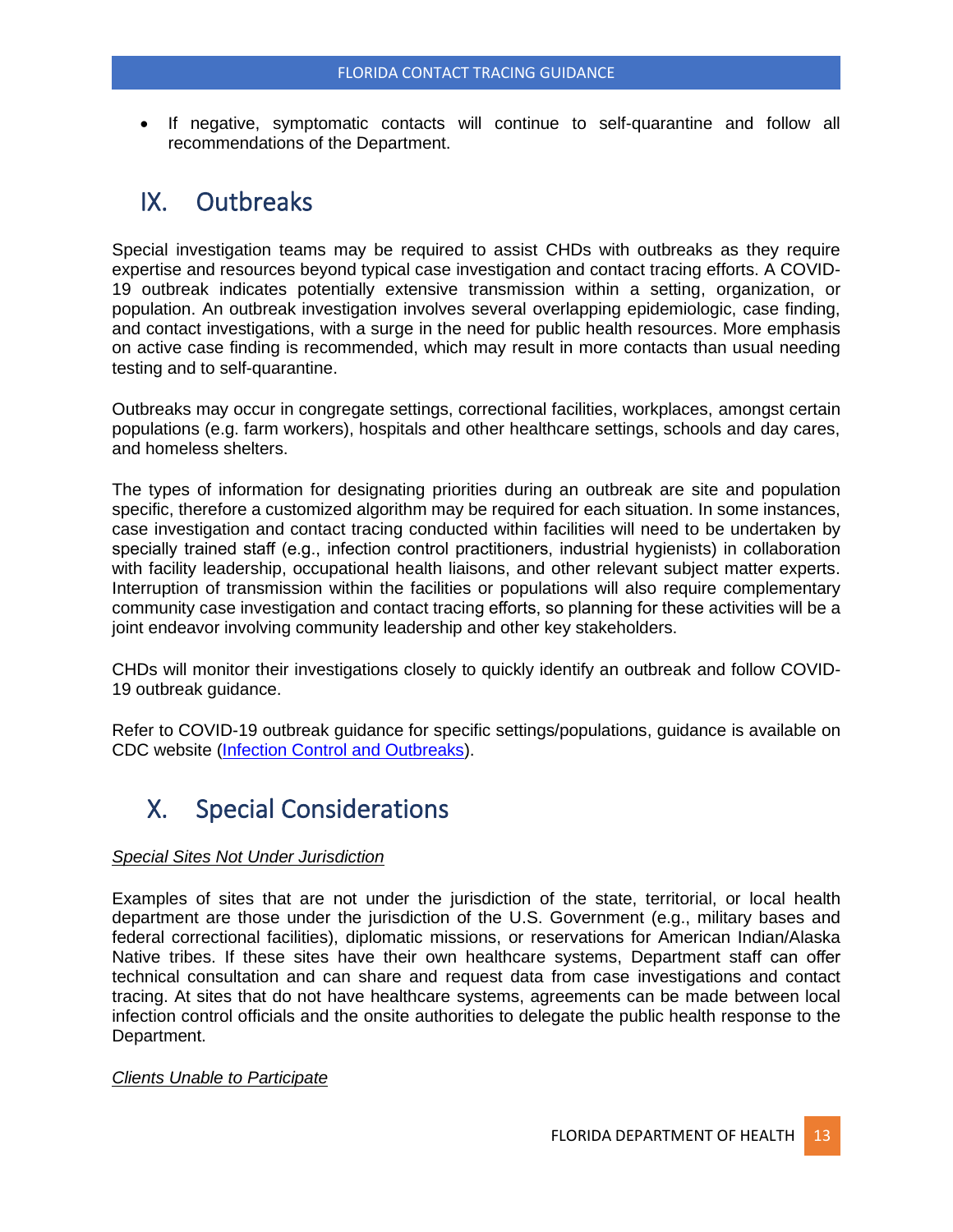- If negative, symptomatic contacts will continue to self-quarantine and follow all recommendations of the Department.

## IX. Outbreaks

Special investigation teams may be required to assist CHDs with outbreaks as they require expertise and resources beyond typical case investigation and contact tracing efforts. A COVID-19 outbreak indicates potentially extensive transmission within a setting, organization, or population. An outbreak investigation involves several overlapping epidemiologic, case finding, and contact investigations, with a surge in the need for public health resources. More emphasis on active case finding is recommended, which may result in more contacts than usual needing testing and to self-quarantine.

Outbreaks may occur in congregate settings, correctional facilities, workplaces, amongst certain populations (e.g. farm workers), hospitals and other healthcare settings, schools and day cares, and homeless shelters.

The types of information for designating priorities during an outbreak are site and population specific, therefore a customized algorithm may be required for each situation. In some instances, case investigation and contact tracing conducted within facilities will need to be undertaken by specially trained staff (e.g., infection control practitioners, industrial hygienists) in collaboration with facility leadership, occupational health liaisons, and other relevant subject matter experts. Interruption of transmission within the facilities or populations will also require complementary community case investigation and contact tracing efforts, so planning for these activities will be a joint endeavor involving community leadership and other key stakeholders.

CHDs will monitor their investigations closely to quickly identify an outbreak and follow COVID-19 outbreak guidance.

Refer to COVID-19 outbreak guidance for specific settings/populations, guidance is available on CDC website (Infection Control and Outbreaks).

## X. Special Considerations

*Special Sites Not Under Jurisdiction*

Examples of sites that are not under the jurisdiction of the state, territorial, or local health department are those under the jurisdiction of the U.S. Government (e.g., military bases and federal correctional facilities), diplomatic missions, or reservations for American Indian/Alaska Native tribes. If these sites have their own healthcare systems, Department staff can offer technical consultation and can share and request data from case investigations and contact tracing. At sites that do not have healthcare systems, agreements can be made between local infection control officials and the onsite authorities to delegate the public health response to the Department.

*Clients Unable to Participate*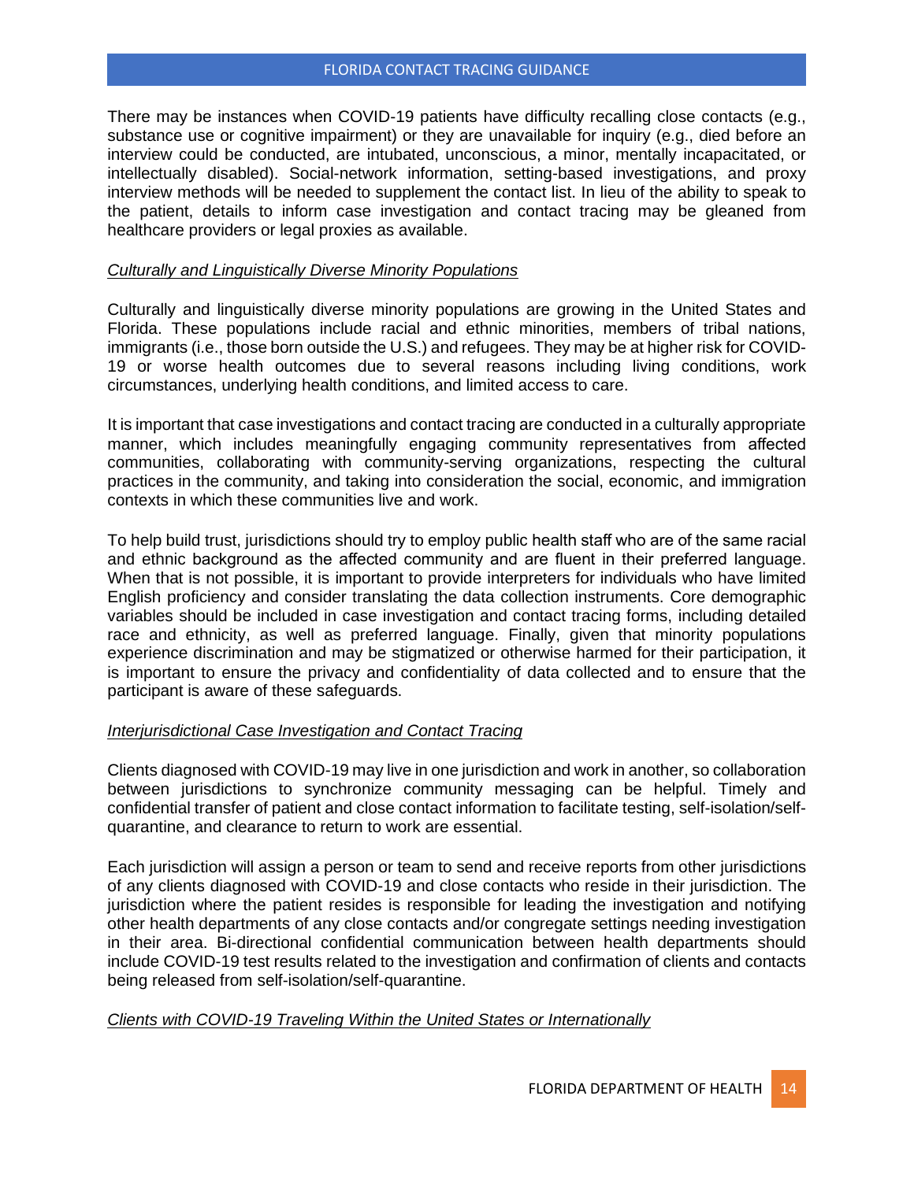There may be instances when COVID-19 patients have difficulty recalling close contacts (e.g., substance use or cognitive impairment) or they are unavailable for inquiry (e.g., died before an interview could be conducted, are intubated, unconscious, a minor, mentally incapacitated, or intellectually disabled). Social-network information, setting-based investigations, and proxy interview methods will be needed to supplement the contact list. In lieu of the ability to speak to the patient, details to inform case investigation and contact tracing may be gleaned from healthcare providers or legal proxies as available.

*Culturally and Linguistically Diverse Minority Populations*

Culturally and linguistically diverse minority populations are growing in the United States and Florida. These populations include racial and ethnic minorities, members of tribal nations, immigrants (i.e., those born outside the U.S.) and refugees. They may be at higher risk for COVID-19 or worse health outcomes due to several reasons including living conditions, work circumstances, underlying health conditions, and limited access to care.

It is important that case investigations and contact tracing are conducted in a culturally appropriate manner, which includes meaningfully engaging community representatives from affected communities, collaborating with community-serving organizations, respecting the cultural practices in the community, and taking into consideration the social, economic, and immigration contexts in which these communities live and work.

To help build trust, jurisdictions should try to employ public health staff who are of the same racial and ethnic background as the affected community and are fluent in their preferred language. When that is not possible, it is important to provide interpreters for individuals who have limited English proficiency and consider translating the data collection instruments. Core demographic variables should be included in case investigation and contact tracing forms, including detailed race and ethnicity, as well as preferred language. Finally, given that minority populations experience discrimination and may be stigmatized or otherwise harmed for their participation, it is important to ensure the privacy and confidentiality of data collected and to ensure that the participant is aware of these safeguards.

*Interjurisdictional Case Investigation and Contact Tracing*

Clients diagnosed with COVID-19 may live in one jurisdiction and work in another, so collaboration between jurisdictions to synchronize community messaging can be helpful. Timely and confidential transfer of patient and close contact information to facilitate testing, self-isolation/self-quarantine, and clearance to return to work are essential.

Each jurisdiction will assign a person or team to send and receive reports from other jurisdictions of any clients diagnosed with COVID-19 and close contacts who reside in their jurisdiction. The jurisdiction where the patient resides is responsible for leading the investigation and notifying other health departments of any close contacts and/or congregate settings needing investigation in their area. Bi-directional confidential communication between health departments should include COVID-19 test results related to the investigation and confirmation of clients and contacts being released from self-isolation/self-quarantine.

*Clients with COVID-19 Traveling Within the United States or Internationally*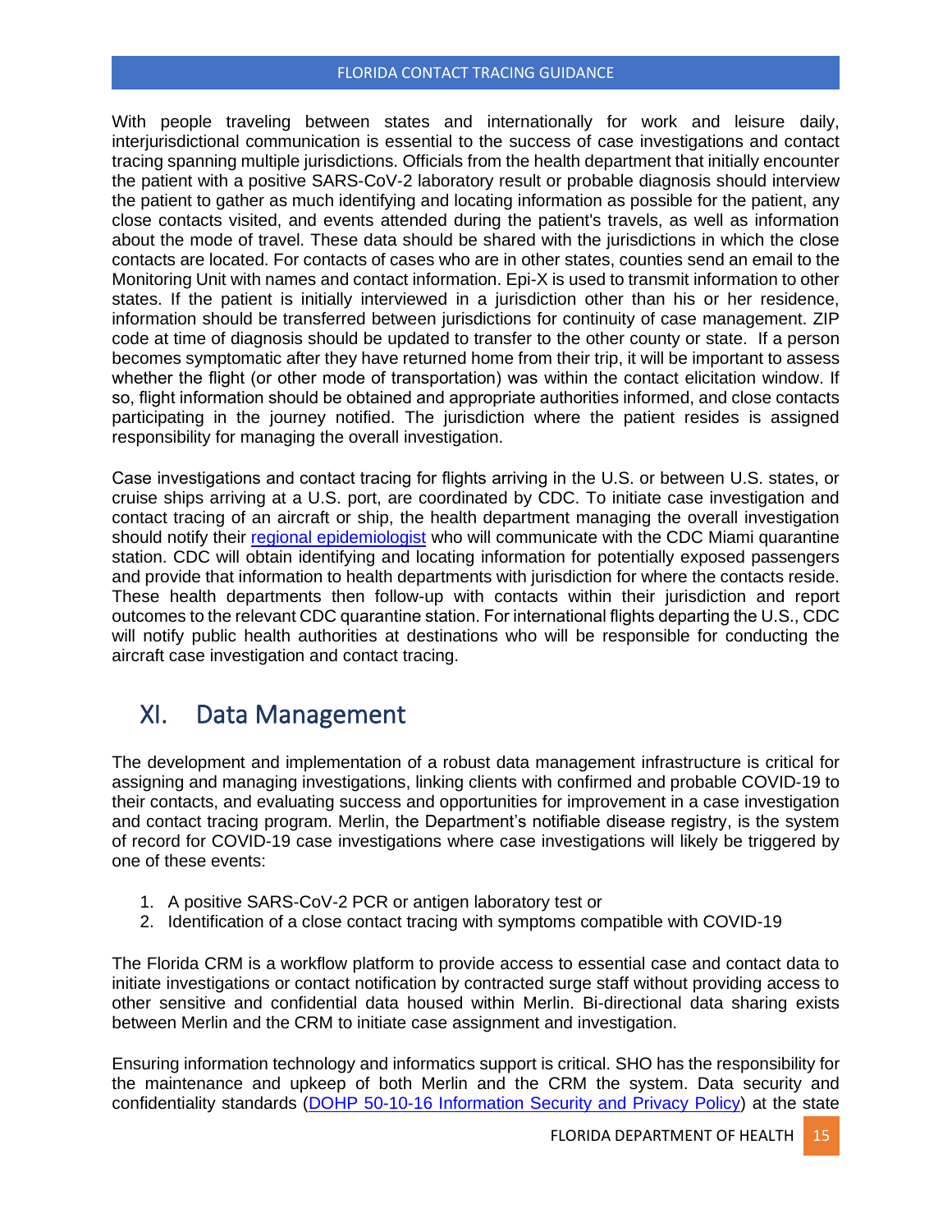With people traveling between states and internationally for work and leisure daily, interjurisdictional communication is essential to the success of case investigations and contact tracing spanning multiple jurisdictions. Officials from the health department that initially encounter the patient with a positive SARS-CoV-2 laboratory result or probable diagnosis should interview the patient to gather as much identifying and locating information as possible for the patient, any close contacts visited, and events attended during the patient's travels, as well as information about the mode of travel. These data should be shared with the jurisdictions in which the close contacts are located. For contacts of cases who are in other states, counties send an email to the Monitoring Unit with names and contact information. Epi-X is used to transmit information to other states. If the patient is initially interviewed in a jurisdiction other than his or her residence, information should be transferred between jurisdictions for continuity of case management. ZIP code at time of diagnosis should be updated to transfer to the other county or state. If a person becomes symptomatic after they have returned home from their trip, it will be important to assess whether the flight (or other mode of transportation) was within the contact elicitation window. If so, flight information should be obtained and appropriate authorities informed, and close contacts participating in the journey notified. The jurisdiction where the patient resides is assigned responsibility for managing the overall investigation.

Case investigations and contact tracing for flights arriving in the U.S. or between U.S. states, or cruise ships arriving at a U.S. port, are coordinated by CDC. To initiate case investigation and contact tracing of an aircraft or ship, the health department managing the overall investigation should notify their regional epidemiologist who will communicate with the CDC Miami quarantine station. CDC will obtain identifying and locating information for potentially exposed passengers and provide that information to health departments with jurisdiction for where the contacts reside. These health departments then follow-up with contacts within their jurisdiction and report outcomes to the relevant CDC quarantine station. For international flights departing the U.S., CDC will notify public health authorities at destinations who will be responsible for conducting the aircraft case investigation and contact tracing.

## XI. Data Management

The development and implementation of a robust data management infrastructure is critical for assigning and managing investigations, linking clients with confirmed and probable COVID-19 to their contacts, and evaluating success and opportunities for improvement in a case investigation and contact tracing program. Merlin, the Department's notifiable disease registry, is the system of record for COVID-19 case investigations where case investigations will likely be triggered by one of these events:

1. A positive SARS-CoV-2 PCR or antigen laboratory test or
2. Identification of a close contact tracing with symptoms compatible with COVID-19

The Florida CRM is a workflow platform to provide access to essential case and contact data to initiate investigations or contact notification by contracted surge staff without providing access to other sensitive and confidential data housed within Merlin. Bi-directional data sharing exists between Merlin and the CRM to initiate case assignment and investigation.

Ensuring information technology and informatics support is critical. SHO has the responsibility for the maintenance and upkeep of both Merlin and the CRM the system. Data security and confidentiality standards (DOHP 50-10-16 Information Security and Privacy Policy) at the state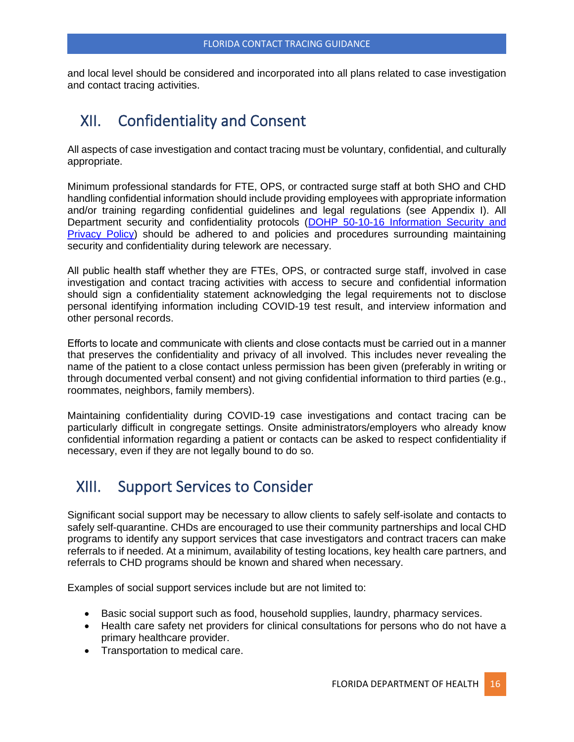and local level should be considered and incorporated into all plans related to case investigation and contact tracing activities.

## XII. Confidentiality and Consent

All aspects of case investigation and contact tracing must be voluntary, confidential, and culturally appropriate.

Minimum professional standards for FTE, OPS, or contracted surge staff at both SHO and CHD handling confidential information should include providing employees with appropriate information and/or training regarding confidential guidelines and legal regulations (see Appendix I). All Department security and confidentiality protocols ([DOHP 50-10-16 Information Security and Privacy Policy]) should be adhered to and policies and procedures surrounding maintaining security and confidentiality during telework are necessary.

All public health staff whether they are FTEs, OPS, or contracted surge staff, involved in case investigation and contact tracing activities with access to secure and confidential information should sign a confidentiality statement acknowledging the legal requirements not to disclose personal identifying information including COVID-19 test result, and interview information and other personal records.

Efforts to locate and communicate with clients and close contacts must be carried out in a manner that preserves the confidentiality and privacy of all involved. This includes never revealing the name of the patient to a close contact unless permission has been given (preferably in writing or through documented verbal consent) and not giving confidential information to third parties (e.g., roommates, neighbors, family members).

Maintaining confidentiality during COVID-19 case investigations and contact tracing can be particularly difficult in congregate settings. Onsite administrators/employers who already know confidential information regarding a patient or contacts can be asked to respect confidentiality if necessary, even if they are not legally bound to do so.

## XIII. Support Services to Consider

Significant social support may be necessary to allow clients to safely self-isolate and contacts to safely self-quarantine. CHDs are encouraged to use their community partnerships and local CHD programs to identify any support services that case investigators and contract tracers can make referrals to if needed. At a minimum, availability of testing locations, key health care partners, and referrals to CHD programs should be known and shared when necessary.

Examples of social support services include but are not limited to:

- Basic social support such as food, household supplies, laundry, pharmacy services.
- Health care safety net providers for clinical consultations for persons who do not have a primary healthcare provider.
- Transportation to medical care.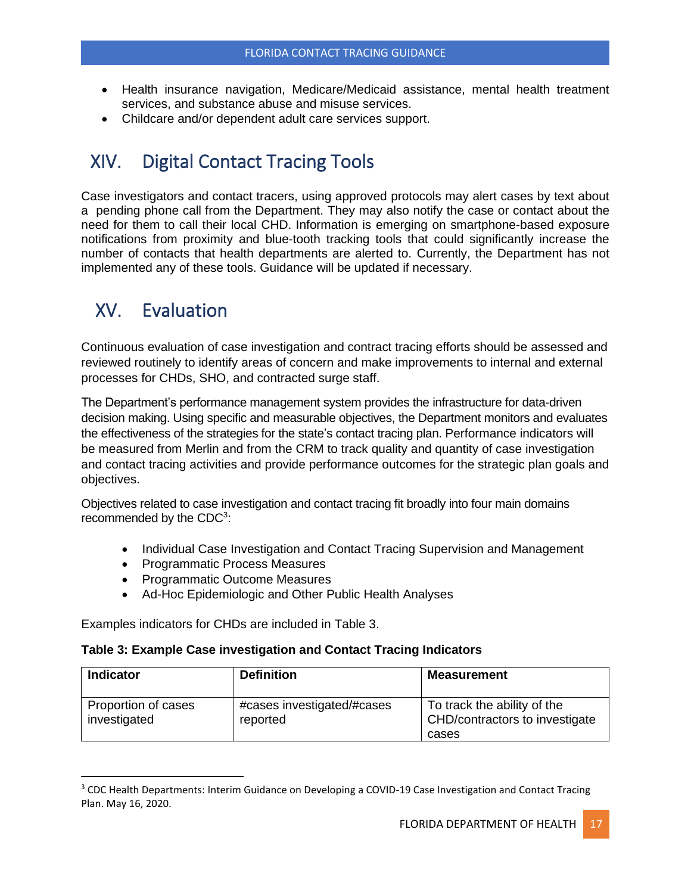- Health insurance navigation, Medicare/Medicaid assistance, mental health treatment services, and substance abuse and misuse services.
- Childcare and/or dependent adult care services support.

## XIV. Digital Contact Tracing Tools

Case investigators and contact tracers, using approved protocols may alert cases by text about a pending phone call from the Department. They may also notify the case or contact about the need for them to call their local CHD. Information is emerging on smartphone-based exposure notifications from proximity and blue-tooth tracking tools that could significantly increase the number of contacts that health departments are alerted to. Currently, the Department has not implemented any of these tools. Guidance will be updated if necessary.

## XV. Evaluation

Continuous evaluation of case investigation and contract tracing efforts should be assessed and reviewed routinely to identify areas of concern and make improvements to internal and external processes for CHDs, SHO, and contracted surge staff.

The Department's performance management system provides the infrastructure for data-driven decision making. Using specific and measurable objectives, the Department monitors and evaluates the effectiveness of the strategies for the state's contact tracing plan. Performance indicators will be measured from Merlin and from the CRM to track quality and quantity of case investigation and contact tracing activities and provide performance outcomes for the strategic plan goals and objectives.

Objectives related to case investigation and contact tracing fit broadly into four main domains recommended by the CDC[3]:

- Individual Case Investigation and Contact Tracing Supervision and Management
- Programmatic Process Measures
- Programmatic Outcome Measures
- Ad-Hoc Epidemiologic and Other Public Health Analyses

Examples indicators for CHDs are included in Table 3.

**Table 3: Example Case investigation and Contact Tracing Indicators**

| Indicator | Definition | Measurement |
|---|---|---|
| Proportion of cases investigated | #cases investigated/#cases reported | To track the ability of the CHD/contractors to investigate cases |

[3] CDC Health Departments: Interim Guidance on Developing a COVID-19 Case Investigation and Contact Tracing Plan. May 16, 2020.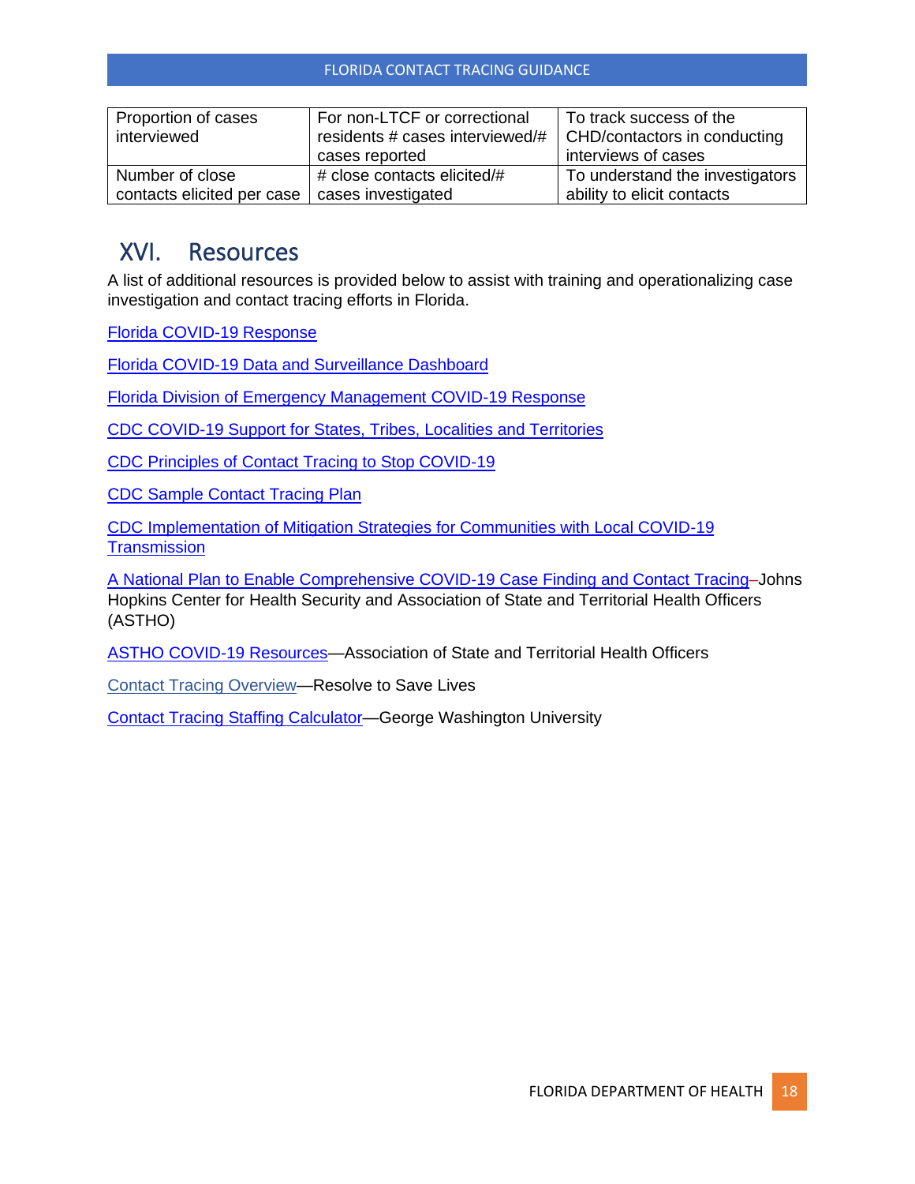| Proportion of cases interviewed | For non-LTCF or correctional residents # cases interviewed/# cases reported | To track success of the CHD/contactors in conducting interviews of cases |
|---|---|---|
| Number of close contacts elicited per case | # close contacts elicited/# cases investigated | To understand the investigators ability to elicit contacts |

## XVI. Resources

A list of additional resources is provided below to assist with training and operationalizing case investigation and contact tracing efforts in Florida.

Florida COVID-19 Response

Florida COVID-19 Data and Surveillance Dashboard

Florida Division of Emergency Management COVID-19 Response

CDC COVID-19 Support for States, Tribes, Localities and Territories

CDC Principles of Contact Tracing to Stop COVID-19

CDC Sample Contact Tracing Plan

CDC Implementation of Mitigation Strategies for Communities with Local COVID-19 Transmission

A National Plan to Enable Comprehensive COVID-19 Case Finding and Contact Tracing–Johns Hopkins Center for Health Security and Association of State and Territorial Health Officers (ASTHO)

ASTHO COVID-19 Resources—Association of State and Territorial Health Officers

Contact Tracing Overview—Resolve to Save Lives

Contact Tracing Staffing Calculator—George Washington University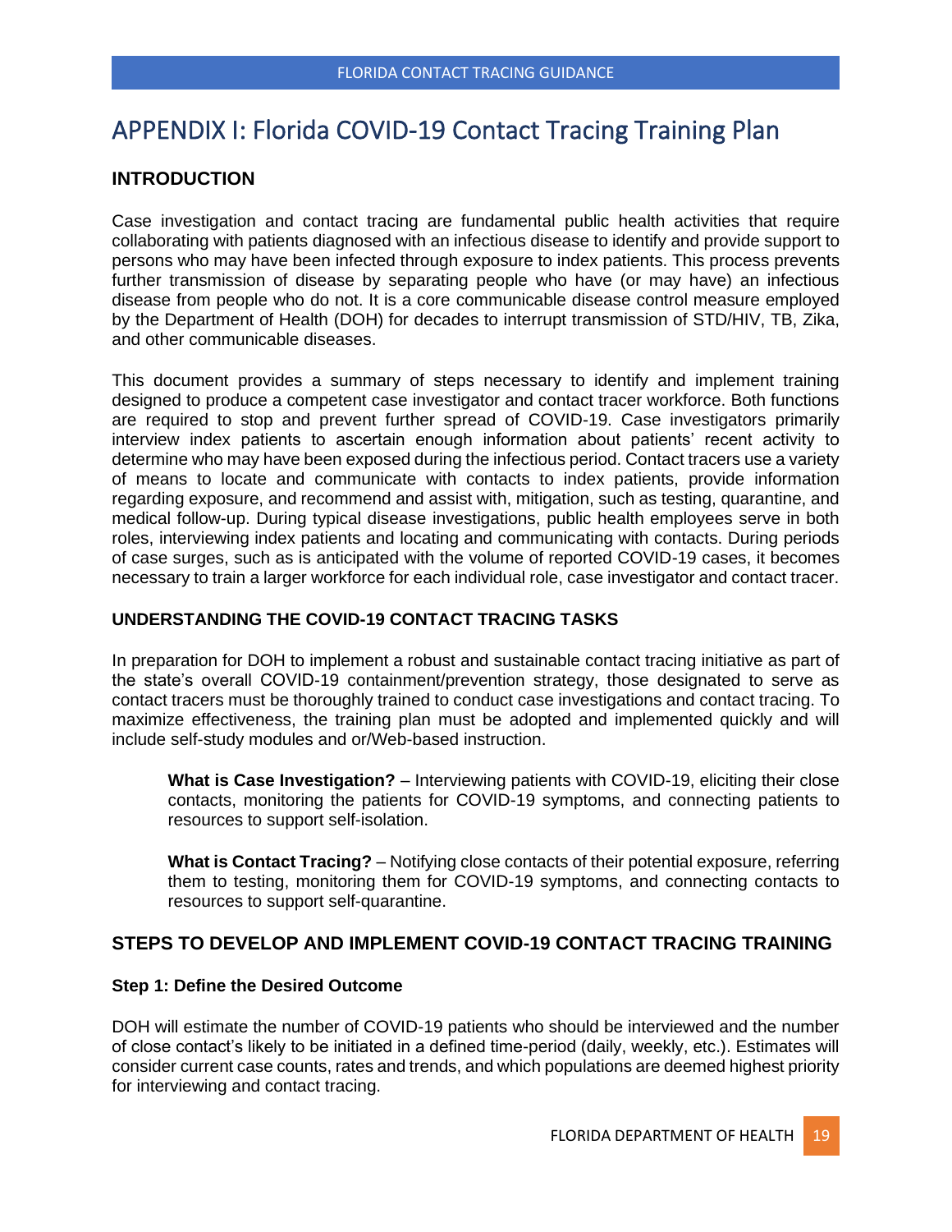# APPENDIX I: Florida COVID-19 Contact Tracing Training Plan

## INTRODUCTION

Case investigation and contact tracing are fundamental public health activities that require collaborating with patients diagnosed with an infectious disease to identify and provide support to persons who may have been infected through exposure to index patients. This process prevents further transmission of disease by separating people who have (or may have) an infectious disease from people who do not. It is a core communicable disease control measure employed by the Department of Health (DOH) for decades to interrupt transmission of STD/HIV, TB, Zika, and other communicable diseases.

This document provides a summary of steps necessary to identify and implement training designed to produce a competent case investigator and contact tracer workforce. Both functions are required to stop and prevent further spread of COVID-19. Case investigators primarily interview index patients to ascertain enough information about patients' recent activity to determine who may have been exposed during the infectious period. Contact tracers use a variety of means to locate and communicate with contacts to index patients, provide information regarding exposure, and recommend and assist with, mitigation, such as testing, quarantine, and medical follow-up. During typical disease investigations, public health employees serve in both roles, interviewing index patients and locating and communicating with contacts. During periods of case surges, such as is anticipated with the volume of reported COVID-19 cases, it becomes necessary to train a larger workforce for each individual role, case investigator and contact tracer.

### UNDERSTANDING THE COVID-19 CONTACT TRACING TASKS

In preparation for DOH to implement a robust and sustainable contact tracing initiative as part of the state's overall COVID-19 containment/prevention strategy, those designated to serve as contact tracers must be thoroughly trained to conduct case investigations and contact tracing. To maximize effectiveness, the training plan must be adopted and implemented quickly and will include self-study modules and or/Web-based instruction.

> **What is Case Investigation?** – Interviewing patients with COVID-19, eliciting their close contacts, monitoring the patients for COVID-19 symptoms, and connecting patients to resources to support self-isolation.
>
> **What is Contact Tracing?** – Notifying close contacts of their potential exposure, referring them to testing, monitoring them for COVID-19 symptoms, and connecting contacts to resources to support self-quarantine.

## STEPS TO DEVELOP AND IMPLEMENT COVID-19 CONTACT TRACING TRAINING

#### Step 1: Define the Desired Outcome

DOH will estimate the number of COVID-19 patients who should be interviewed and the number of close contact's likely to be initiated in a defined time-period (daily, weekly, etc.). Estimates will consider current case counts, rates and trends, and which populations are deemed highest priority for interviewing and contact tracing.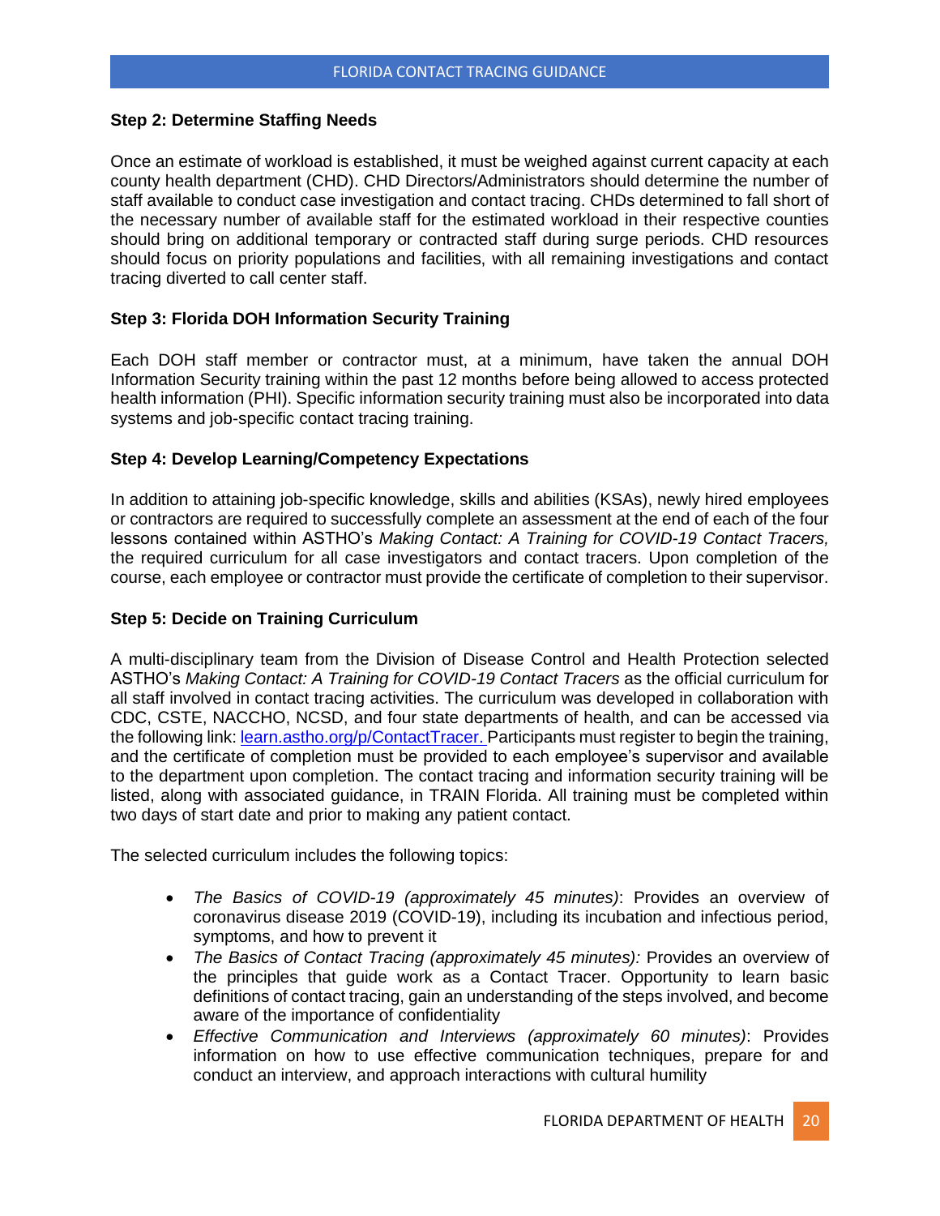**Step 2: Determine Staffing Needs**

Once an estimate of workload is established, it must be weighed against current capacity at each county health department (CHD). CHD Directors/Administrators should determine the number of staff available to conduct case investigation and contact tracing. CHDs determined to fall short of the necessary number of available staff for the estimated workload in their respective counties should bring on additional temporary or contracted staff during surge periods. CHD resources should focus on priority populations and facilities, with all remaining investigations and contact tracing diverted to call center staff.

**Step 3: Florida DOH Information Security Training**

Each DOH staff member or contractor must, at a minimum, have taken the annual DOH Information Security training within the past 12 months before being allowed to access protected health information (PHI). Specific information security training must also be incorporated into data systems and job-specific contact tracing training.

**Step 4: Develop Learning/Competency Expectations**

In addition to attaining job-specific knowledge, skills and abilities (KSAs), newly hired employees or contractors are required to successfully complete an assessment at the end of each of the four lessons contained within ASTHO's *Making Contact: A Training for COVID-19 Contact Tracers,* the required curriculum for all case investigators and contact tracers. Upon completion of the course, each employee or contractor must provide the certificate of completion to their supervisor.

**Step 5: Decide on Training Curriculum**

A multi-disciplinary team from the Division of Disease Control and Health Protection selected ASTHO's *Making Contact: A Training for COVID-19 Contact Tracers* as the official curriculum for all staff involved in contact tracing activities. The curriculum was developed in collaboration with CDC, CSTE, NACCHO, NCSD, and four state departments of health, and can be accessed via the following link: [learn.astho.org/p/ContactTracer.](https://learn.astho.org/p/ContactTracer) Participants must register to begin the training, and the certificate of completion must be provided to each employee's supervisor and available to the department upon completion. The contact tracing and information security training will be listed, along with associated guidance, in TRAIN Florida. All training must be completed within two days of start date and prior to making any patient contact.

The selected curriculum includes the following topics:

- *The Basics of COVID-19 (approximately 45 minutes)*: Provides an overview of coronavirus disease 2019 (COVID-19), including its incubation and infectious period, symptoms, and how to prevent it
- *The Basics of Contact Tracing (approximately 45 minutes):* Provides an overview of the principles that guide work as a Contact Tracer. Opportunity to learn basic definitions of contact tracing, gain an understanding of the steps involved, and become aware of the importance of confidentiality
- *Effective Communication and Interviews (approximately 60 minutes)*: Provides information on how to use effective communication techniques, prepare for and conduct an interview, and approach interactions with cultural humility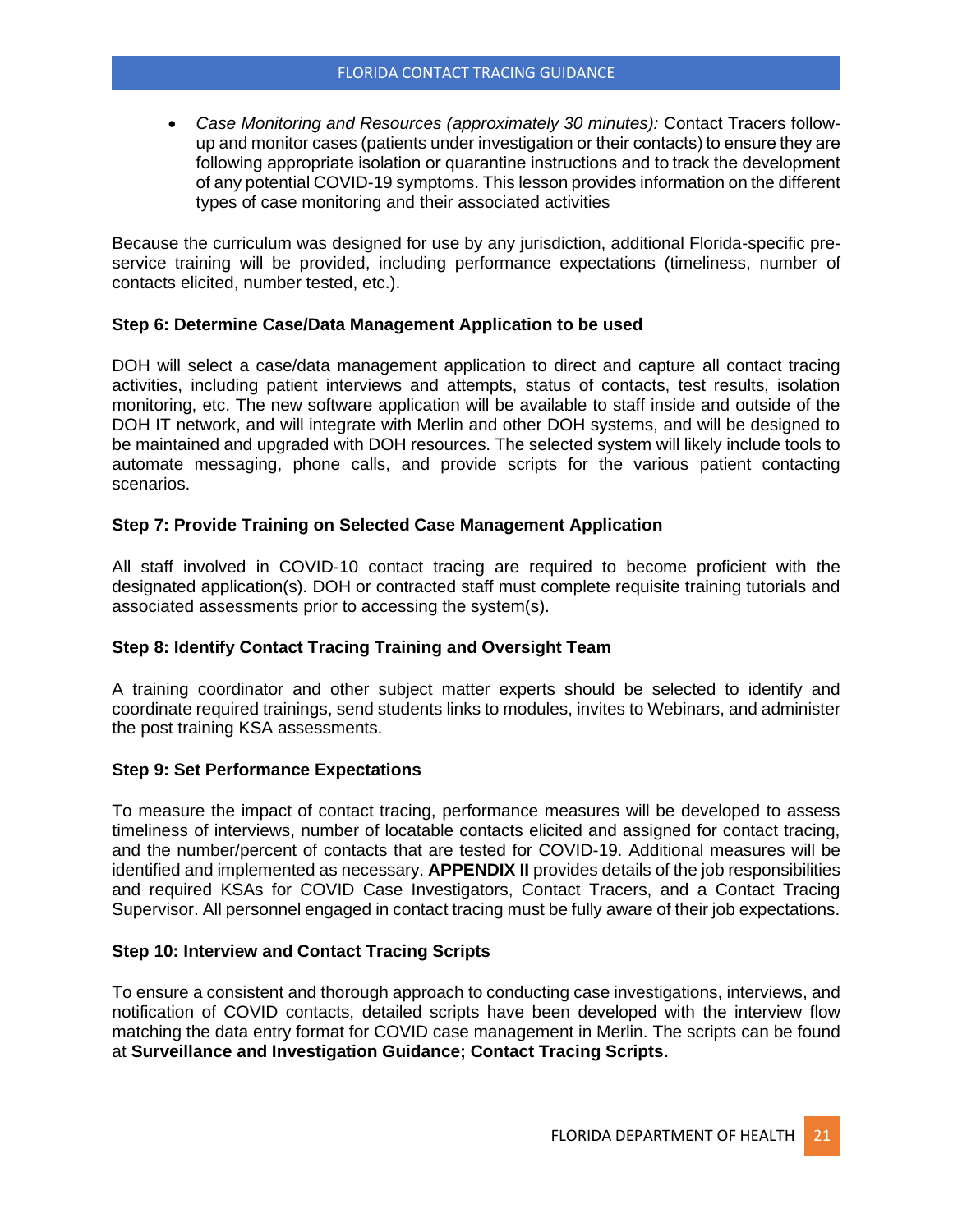- *Case Monitoring and Resources (approximately 30 minutes):* Contact Tracers follow-up and monitor cases (patients under investigation or their contacts) to ensure they are following appropriate isolation or quarantine instructions and to track the development of any potential COVID-19 symptoms. This lesson provides information on the different types of case monitoring and their associated activities

Because the curriculum was designed for use by any jurisdiction, additional Florida-specific pre-service training will be provided, including performance expectations (timeliness, number of contacts elicited, number tested, etc.).

**Step 6: Determine Case/Data Management Application to be used**

DOH will select a case/data management application to direct and capture all contact tracing activities, including patient interviews and attempts, status of contacts, test results, isolation monitoring, etc. The new software application will be available to staff inside and outside of the DOH IT network, and will integrate with Merlin and other DOH systems, and will be designed to be maintained and upgraded with DOH resources. The selected system will likely include tools to automate messaging, phone calls, and provide scripts for the various patient contacting scenarios.

**Step 7: Provide Training on Selected Case Management Application**

All staff involved in COVID-10 contact tracing are required to become proficient with the designated application(s). DOH or contracted staff must complete requisite training tutorials and associated assessments prior to accessing the system(s).

**Step 8: Identify Contact Tracing Training and Oversight Team**

A training coordinator and other subject matter experts should be selected to identify and coordinate required trainings, send students links to modules, invites to Webinars, and administer the post training KSA assessments.

**Step 9: Set Performance Expectations**

To measure the impact of contact tracing, performance measures will be developed to assess timeliness of interviews, number of locatable contacts elicited and assigned for contact tracing, and the number/percent of contacts that are tested for COVID-19. Additional measures will be identified and implemented as necessary. **APPENDIX II** provides details of the job responsibilities and required KSAs for COVID Case Investigators, Contact Tracers, and a Contact Tracing Supervisor. All personnel engaged in contact tracing must be fully aware of their job expectations.

**Step 10: Interview and Contact Tracing Scripts**

To ensure a consistent and thorough approach to conducting case investigations, interviews, and notification of COVID contacts, detailed scripts have been developed with the interview flow matching the data entry format for COVID case management in Merlin. The scripts can be found at **Surveillance and Investigation Guidance; Contact Tracing Scripts.**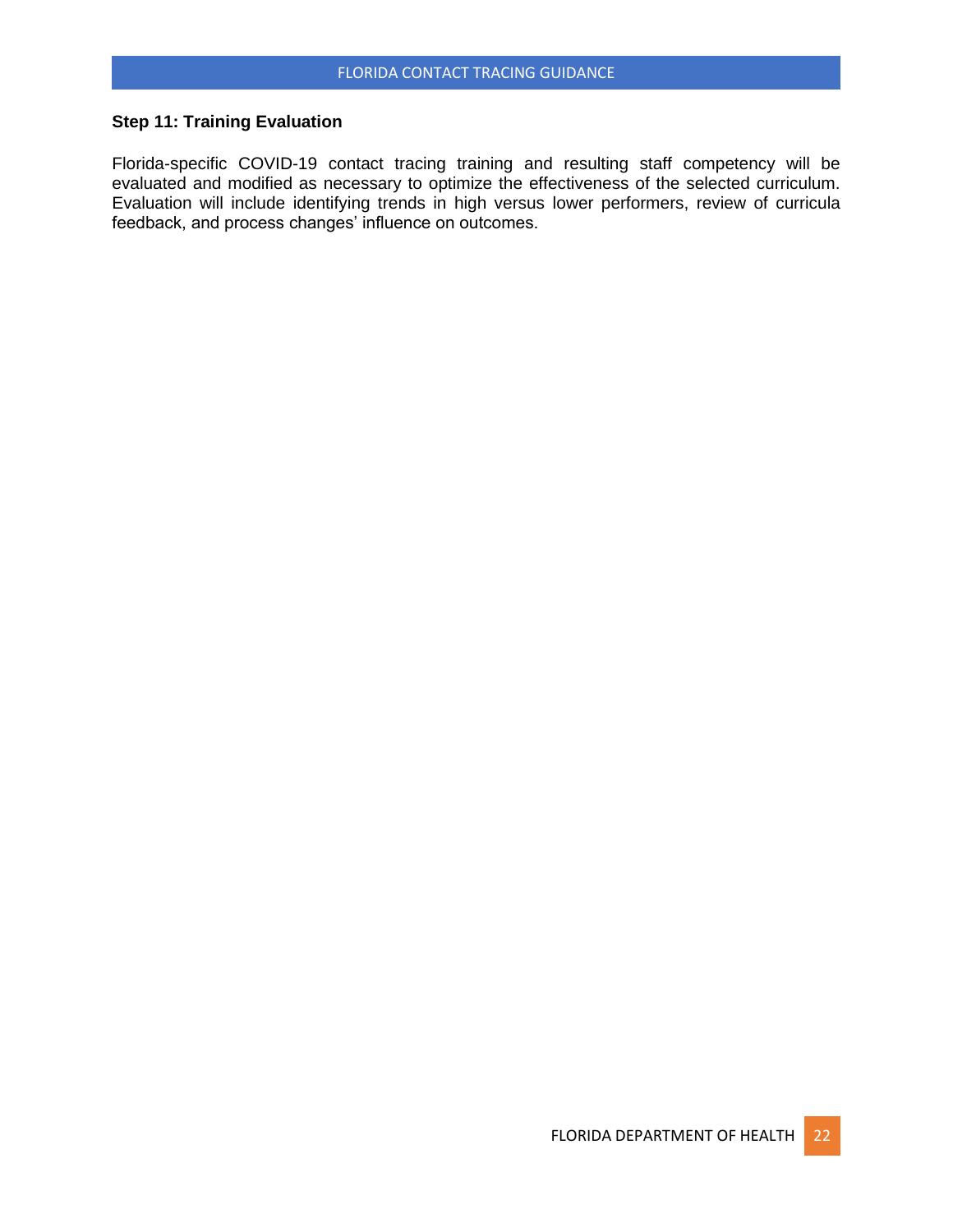### Step 11: Training Evaluation

Florida-specific COVID-19 contact tracing training and resulting staff competency will be evaluated and modified as necessary to optimize the effectiveness of the selected curriculum. Evaluation will include identifying trends in high versus lower performers, review of curricula feedback, and process changes' influence on outcomes.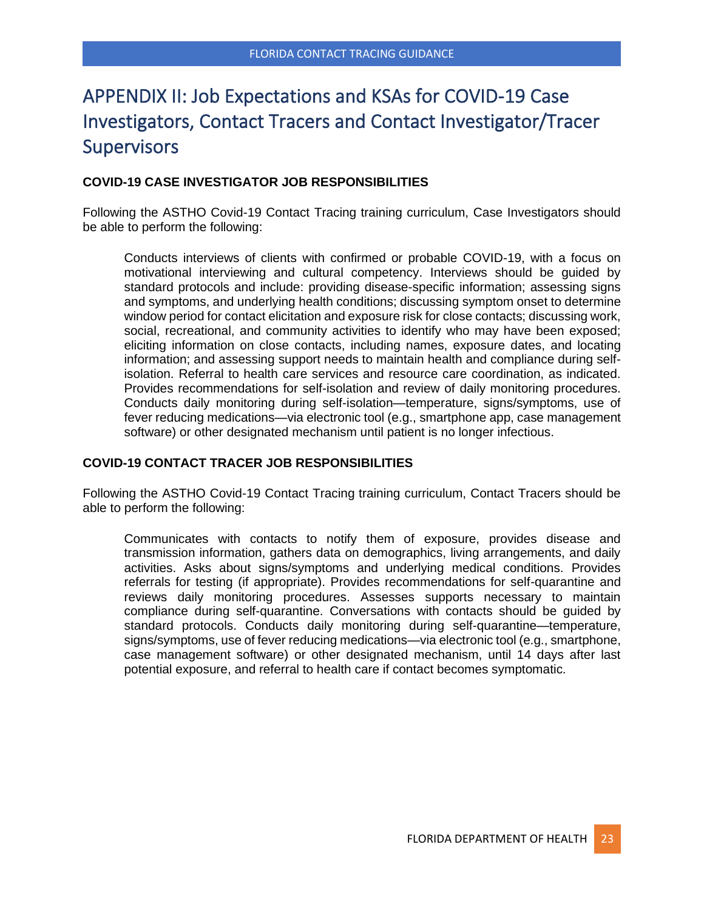# APPENDIX II: Job Expectations and KSAs for COVID-19 Case Investigators, Contact Tracers and Contact Investigator/Tracer Supervisors

**COVID-19 CASE INVESTIGATOR JOB RESPONSIBILITIES**

Following the ASTHO Covid-19 Contact Tracing training curriculum, Case Investigators should be able to perform the following:

> Conducts interviews of clients with confirmed or probable COVID-19, with a focus on motivational interviewing and cultural competency. Interviews should be guided by standard protocols and include: providing disease-specific information; assessing signs and symptoms, and underlying health conditions; discussing symptom onset to determine window period for contact elicitation and exposure risk for close contacts; discussing work, social, recreational, and community activities to identify who may have been exposed; eliciting information on close contacts, including names, exposure dates, and locating information; and assessing support needs to maintain health and compliance during self-isolation. Referral to health care services and resource care coordination, as indicated. Provides recommendations for self-isolation and review of daily monitoring procedures. Conducts daily monitoring during self-isolation—temperature, signs/symptoms, use of fever reducing medications—via electronic tool (e.g., smartphone app, case management software) or other designated mechanism until patient is no longer infectious.

**COVID-19 CONTACT TRACER JOB RESPONSIBILITIES**

Following the ASTHO Covid-19 Contact Tracing training curriculum, Contact Tracers should be able to perform the following:

> Communicates with contacts to notify them of exposure, provides disease and transmission information, gathers data on demographics, living arrangements, and daily activities. Asks about signs/symptoms and underlying medical conditions. Provides referrals for testing (if appropriate). Provides recommendations for self-quarantine and reviews daily monitoring procedures. Assesses supports necessary to maintain compliance during self-quarantine. Conversations with contacts should be guided by standard protocols. Conducts daily monitoring during self-quarantine—temperature, signs/symptoms, use of fever reducing medications—via electronic tool (e.g., smartphone, case management software) or other designated mechanism, until 14 days after last potential exposure, and referral to health care if contact becomes symptomatic.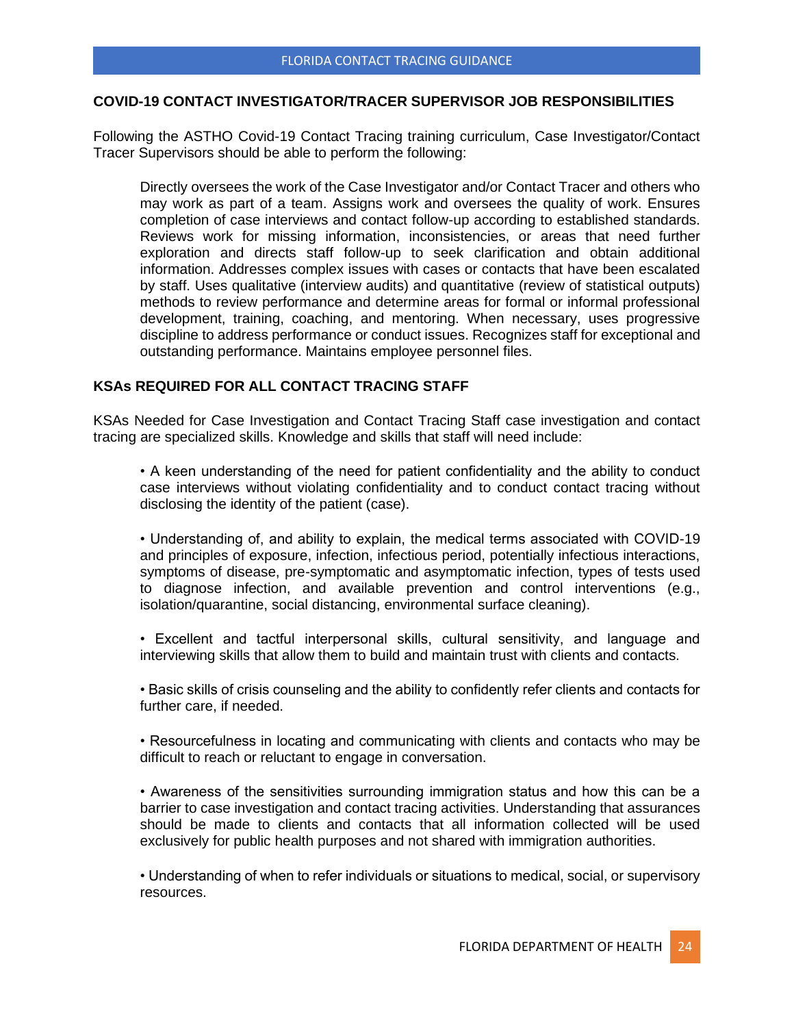## COVID-19 CONTACT INVESTIGATOR/TRACER SUPERVISOR JOB RESPONSIBILITIES

Following the ASTHO Covid-19 Contact Tracing training curriculum, Case Investigator/Contact Tracer Supervisors should be able to perform the following:

> Directly oversees the work of the Case Investigator and/or Contact Tracer and others who may work as part of a team. Assigns work and oversees the quality of work. Ensures completion of case interviews and contact follow-up according to established standards. Reviews work for missing information, inconsistencies, or areas that need further exploration and directs staff follow-up to seek clarification and obtain additional information. Addresses complex issues with cases or contacts that have been escalated by staff. Uses qualitative (interview audits) and quantitative (review of statistical outputs) methods to review performance and determine areas for formal or informal professional development, training, coaching, and mentoring. When necessary, uses progressive discipline to address performance or conduct issues. Recognizes staff for exceptional and outstanding performance. Maintains employee personnel files.

## KSAs REQUIRED FOR ALL CONTACT TRACING STAFF

KSAs Needed for Case Investigation and Contact Tracing Staff case investigation and contact tracing are specialized skills. Knowledge and skills that staff will need include:

- A keen understanding of the need for patient confidentiality and the ability to conduct case interviews without violating confidentiality and to conduct contact tracing without disclosing the identity of the patient (case).

- Understanding of, and ability to explain, the medical terms associated with COVID-19 and principles of exposure, infection, infectious period, potentially infectious interactions, symptoms of disease, pre-symptomatic and asymptomatic infection, types of tests used to diagnose infection, and available prevention and control interventions (e.g., isolation/quarantine, social distancing, environmental surface cleaning).

- Excellent and tactful interpersonal skills, cultural sensitivity, and language and interviewing skills that allow them to build and maintain trust with clients and contacts.

- Basic skills of crisis counseling and the ability to confidently refer clients and contacts for further care, if needed.

- Resourcefulness in locating and communicating with clients and contacts who may be difficult to reach or reluctant to engage in conversation.

- Awareness of the sensitivities surrounding immigration status and how this can be a barrier to case investigation and contact tracing activities. Understanding that assurances should be made to clients and contacts that all information collected will be used exclusively for public health purposes and not shared with immigration authorities.

- Understanding of when to refer individuals or situations to medical, social, or supervisory resources.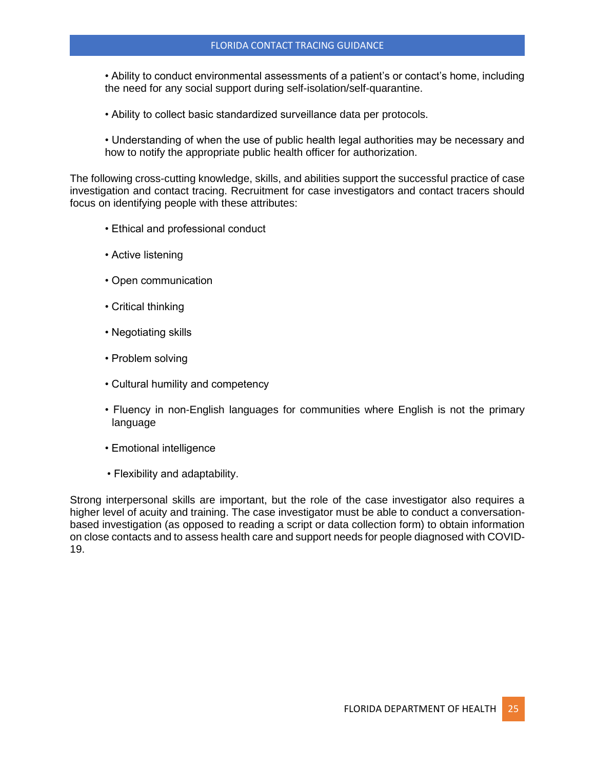- Ability to conduct environmental assessments of a patient's or contact's home, including the need for any social support during self-isolation/self-quarantine.

- Ability to collect basic standardized surveillance data per protocols.

- Understanding of when the use of public health legal authorities may be necessary and how to notify the appropriate public health officer for authorization.

The following cross-cutting knowledge, skills, and abilities support the successful practice of case investigation and contact tracing. Recruitment for case investigators and contact tracers should focus on identifying people with these attributes:

- Ethical and professional conduct

- Active listening

- Open communication

- Critical thinking

- Negotiating skills

- Problem solving

- Cultural humility and competency

- Fluency in non-English languages for communities where English is not the primary language

- Emotional intelligence

- Flexibility and adaptability.

Strong interpersonal skills are important, but the role of the case investigator also requires a higher level of acuity and training. The case investigator must be able to conduct a conversation-based investigation (as opposed to reading a script or data collection form) to obtain information on close contacts and to assess health care and support needs for people diagnosed with COVID-19.